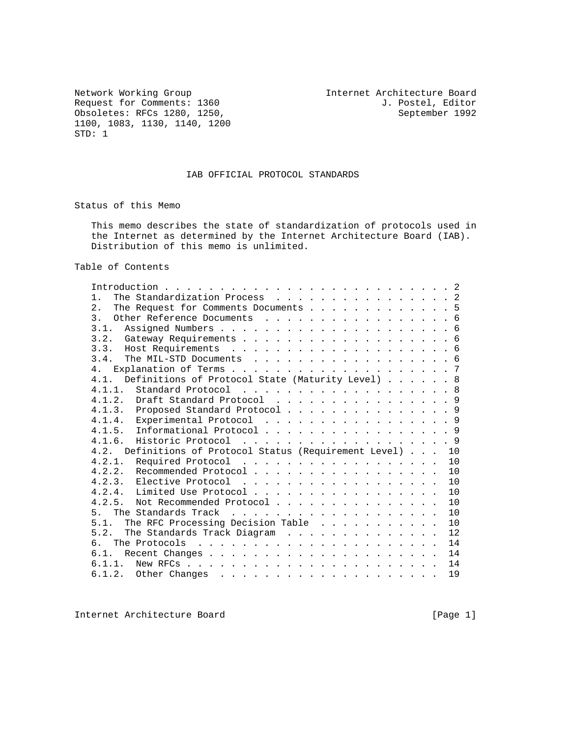Network Working Group — Internet Architecture Board
Request for Comments: 1360 — J. Postel, Editor
Obsoletes: RFCs 1280, 1250, 1100, 1083, 1130, 1140, 1200 — September 1992
STD: 1

# IAB OFFICIAL PROTOCOL STANDARDS

## Status of this Memo

This memo describes the state of standardization of protocols used in the Internet as determined by the Internet Architecture Board (IAB). Distribution of this memo is unlimited.

## Table of Contents

```
   Introduction . . . . . . . . . . . . . . . . . . . . . . . . . . 2
   1.  The Standardization Process  . . . . . . . . . . . . . . . . 2
   2.  The Request for Comments Documents . . . . . . . . . . . . . 5
   3.  Other Reference Documents  . . . . . . . . . . . . . . . . . 6
   3.1.  Assigned Numbers . . . . . . . . . . . . . . . . . . . . . 6
   3.2.  Gateway Requirements . . . . . . . . . . . . . . . . . . . 6
   3.3.  Host Requirements  . . . . . . . . . . . . . . . . . . . . 6
   3.4.  The MIL-STD Documents  . . . . . . . . . . . . . . . . . . 6
   4.  Explanation of Terms . . . . . . . . . . . . . . . . . . . . 7
   4.1.  Definitions of Protocol State (Maturity Level) . . . . . . 8
   4.1.1.  Standard Protocol  . . . . . . . . . . . . . . . . . . . 8
   4.1.2.  Draft Standard Protocol  . . . . . . . . . . . . . . . . 9
   4.1.3.  Proposed Standard Protocol . . . . . . . . . . . . . . . 9
   4.1.4.  Experimental Protocol  . . . . . . . . . . . . . . . . . 9
   4.1.5.  Informational Protocol . . . . . . . . . . . . . . . . . 9
   4.1.6.  Historic Protocol  . . . . . . . . . . . . . . . . . . . 9
   4.2.  Definitions of Protocol Status (Requirement Level) . . .  10
   4.2.1.  Required Protocol  . . . . . . . . . . . . . . . . . .  10
   4.2.2.  Recommended Protocol . . . . . . . . . . . . . . . . .  10
   4.2.3.  Elective Protocol  . . . . . . . . . . . . . . . . . .  10
   4.2.4.  Limited Use Protocol . . . . . . . . . . . . . . . . .  10
   4.2.5.  Not Recommended Protocol . . . . . . . . . . . . . . .  10
   5.  The Standards Track  . . . . . . . . . . . . . . . . . . .  10
   5.1.  The RFC Processing Decision Table  . . . . . . . . . . .  10
   5.2.  The Standards Track Diagram  . . . . . . . . . . . . . .  12
   6.  The Protocols  . . . . . . . . . . . . . . . . . . . . . .  14
   6.1.  Recent Changes . . . . . . . . . . . . . . . . . . . . .  14
   6.1.1.  New RFCs . . . . . . . . . . . . . . . . . . . . . . .  14
   6.1.2.  Other Changes  . . . . . . . . . . . . . . . . . . . .  19
```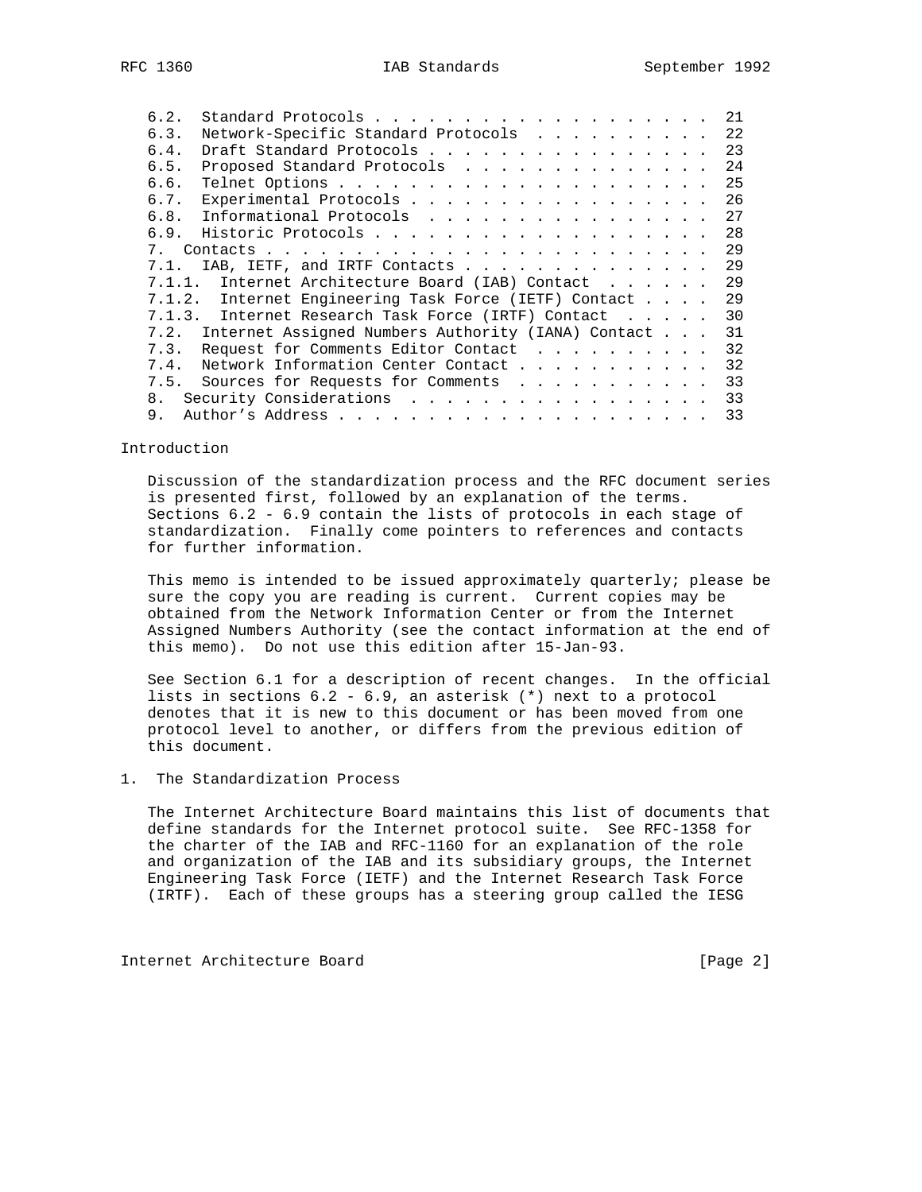6.2. Standard Protocols . . . . . . . . . . . . . . . . . . . . 21
6.3. Network-Specific Standard Protocols . . . . . . . . . . . 22
6.4. Draft Standard Protocols . . . . . . . . . . . . . . . . . 23
6.5. Proposed Standard Protocols . . . . . . . . . . . . . . . 24
6.6. Telnet Options . . . . . . . . . . . . . . . . . . . . . . 25
6.7. Experimental Protocols . . . . . . . . . . . . . . . . . . 26
6.8. Informational Protocols . . . . . . . . . . . . . . . . . 27
6.9. Historic Protocols . . . . . . . . . . . . . . . . . . . . 28
7. Contacts . . . . . . . . . . . . . . . . . . . . . . . . . . 29
7.1. IAB, IETF, and IRTF Contacts . . . . . . . . . . . . . . 29
7.1.1. Internet Architecture Board (IAB) Contact . . . . . . 29
7.1.2. Internet Engineering Task Force (IETF) Contact . . . . 29
7.1.3. Internet Research Task Force (IRTF) Contact . . . . . 30
7.2. Internet Assigned Numbers Authority (IANA) Contact . . . 31
7.3. Request for Comments Editor Contact . . . . . . . . . . 32
7.4. Network Information Center Contact . . . . . . . . . . . 32
7.5. Sources for Requests for Comments . . . . . . . . . . . 33
8. Security Considerations . . . . . . . . . . . . . . . . . . 33
9. Author's Address . . . . . . . . . . . . . . . . . . . . . . 33

## Introduction

Discussion of the standardization process and the RFC document series is presented first, followed by an explanation of the terms. Sections 6.2 - 6.9 contain the lists of protocols in each stage of standardization. Finally come pointers to references and contacts for further information.

This memo is intended to be issued approximately quarterly; please be sure the copy you are reading is current. Current copies may be obtained from the Network Information Center or from the Internet Assigned Numbers Authority (see the contact information at the end of this memo). Do not use this edition after 15-Jan-93.

See Section 6.1 for a description of recent changes. In the official lists in sections 6.2 - 6.9, an asterisk (*) next to a protocol denotes that it is new to this document or has been moved from one protocol level to another, or differs from the previous edition of this document.

## 1. The Standardization Process

The Internet Architecture Board maintains this list of documents that define standards for the Internet protocol suite. See RFC-1358 for the charter of the IAB and RFC-1160 for an explanation of the role and organization of the IAB and its subsidiary groups, the Internet Engineering Task Force (IETF) and the Internet Research Task Force (IRTF). Each of these groups has a steering group called the IESG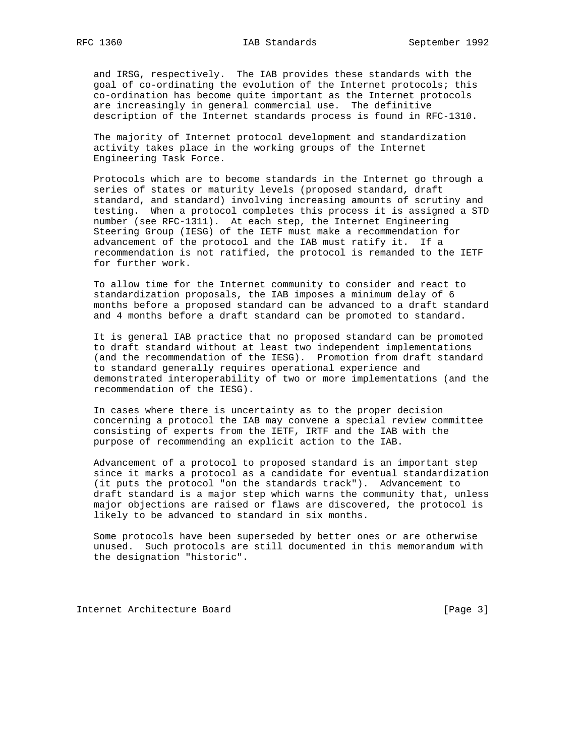and IRSG, respectively. The IAB provides these standards with the goal of co-ordinating the evolution of the Internet protocols; this co-ordination has become quite important as the Internet protocols are increasingly in general commercial use. The definitive description of the Internet standards process is found in RFC-1310.

The majority of Internet protocol development and standardization activity takes place in the working groups of the Internet Engineering Task Force.

Protocols which are to become standards in the Internet go through a series of states or maturity levels (proposed standard, draft standard, and standard) involving increasing amounts of scrutiny and testing. When a protocol completes this process it is assigned a STD number (see RFC-1311). At each step, the Internet Engineering Steering Group (IESG) of the IETF must make a recommendation for advancement of the protocol and the IAB must ratify it. If a recommendation is not ratified, the protocol is remanded to the IETF for further work.

To allow time for the Internet community to consider and react to standardization proposals, the IAB imposes a minimum delay of 6 months before a proposed standard can be advanced to a draft standard and 4 months before a draft standard can be promoted to standard.

It is general IAB practice that no proposed standard can be promoted to draft standard without at least two independent implementations (and the recommendation of the IESG). Promotion from draft standard to standard generally requires operational experience and demonstrated interoperability of two or more implementations (and the recommendation of the IESG).

In cases where there is uncertainty as to the proper decision concerning a protocol the IAB may convene a special review committee consisting of experts from the IETF, IRTF and the IAB with the purpose of recommending an explicit action to the IAB.

Advancement of a protocol to proposed standard is an important step since it marks a protocol as a candidate for eventual standardization (it puts the protocol "on the standards track"). Advancement to draft standard is a major step which warns the community that, unless major objections are raised or flaws are discovered, the protocol is likely to be advanced to standard in six months.

Some protocols have been superseded by better ones or are otherwise unused. Such protocols are still documented in this memorandum with the designation "historic".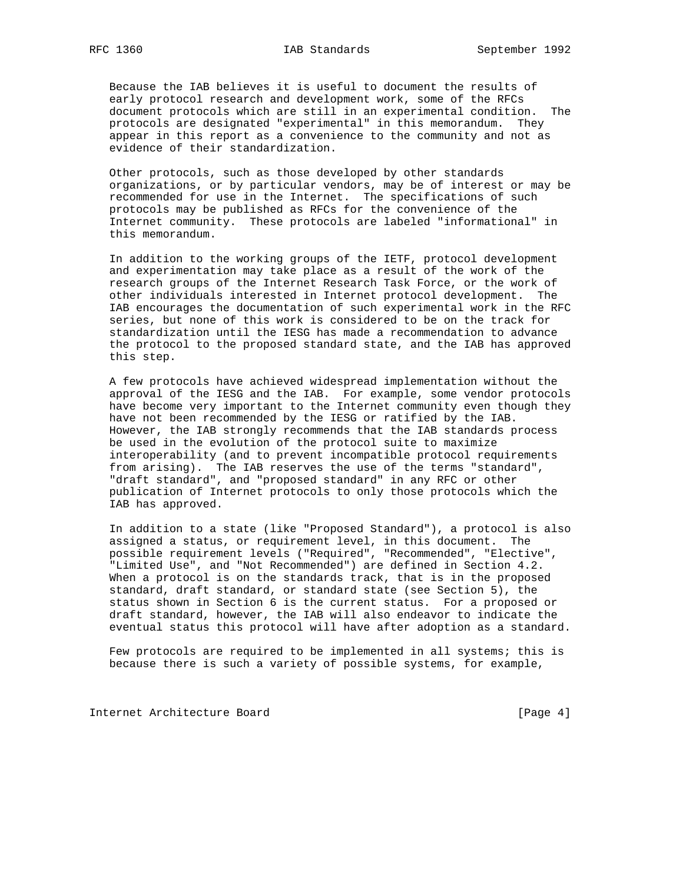Because the IAB believes it is useful to document the results of early protocol research and development work, some of the RFCs document protocols which are still in an experimental condition. The protocols are designated "experimental" in this memorandum. They appear in this report as a convenience to the community and not as evidence of their standardization.

Other protocols, such as those developed by other standards organizations, or by particular vendors, may be of interest or may be recommended for use in the Internet. The specifications of such protocols may be published as RFCs for the convenience of the Internet community. These protocols are labeled "informational" in this memorandum.

In addition to the working groups of the IETF, protocol development and experimentation may take place as a result of the work of the research groups of the Internet Research Task Force, or the work of other individuals interested in Internet protocol development. The IAB encourages the documentation of such experimental work in the RFC series, but none of this work is considered to be on the track for standardization until the IESG has made a recommendation to advance the protocol to the proposed standard state, and the IAB has approved this step.

A few protocols have achieved widespread implementation without the approval of the IESG and the IAB. For example, some vendor protocols have become very important to the Internet community even though they have not been recommended by the IESG or ratified by the IAB. However, the IAB strongly recommends that the IAB standards process be used in the evolution of the protocol suite to maximize interoperability (and to prevent incompatible protocol requirements from arising). The IAB reserves the use of the terms "standard", "draft standard", and "proposed standard" in any RFC or other publication of Internet protocols to only those protocols which the IAB has approved.

In addition to a state (like "Proposed Standard"), a protocol is also assigned a status, or requirement level, in this document. The possible requirement levels ("Required", "Recommended", "Elective", "Limited Use", and "Not Recommended") are defined in Section 4.2. When a protocol is on the standards track, that is in the proposed standard, draft standard, or standard state (see Section 5), the status shown in Section 6 is the current status. For a proposed or draft standard, however, the IAB will also endeavor to indicate the eventual status this protocol will have after adoption as a standard.

Few protocols are required to be implemented in all systems; this is because there is such a variety of possible systems, for example,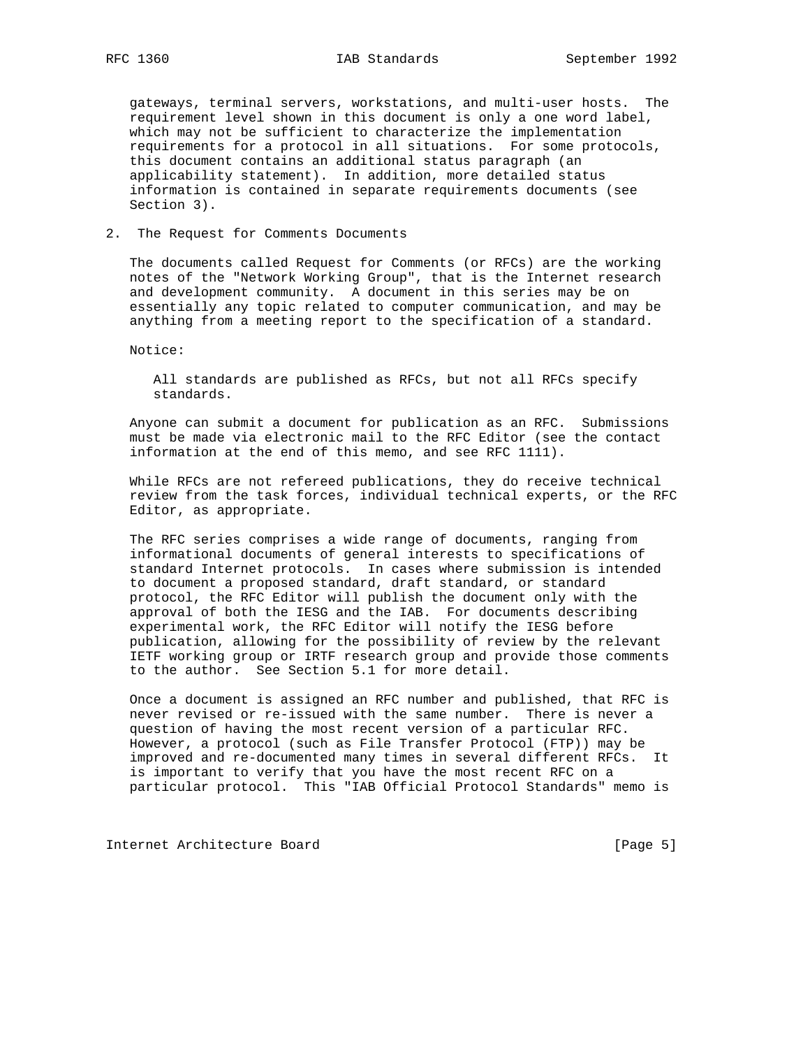gateways, terminal servers, workstations, and multi-user hosts. The requirement level shown in this document is only a one word label, which may not be sufficient to characterize the implementation requirements for a protocol in all situations. For some protocols, this document contains an additional status paragraph (an applicability statement). In addition, more detailed status information is contained in separate requirements documents (see Section 3).

## 2. The Request for Comments Documents

The documents called Request for Comments (or RFCs) are the working notes of the "Network Working Group", that is the Internet research and development community. A document in this series may be on essentially any topic related to computer communication, and may be anything from a meeting report to the specification of a standard.

Notice:

> All standards are published as RFCs, but not all RFCs specify standards.

Anyone can submit a document for publication as an RFC. Submissions must be made via electronic mail to the RFC Editor (see the contact information at the end of this memo, and see RFC 1111).

While RFCs are not refereed publications, they do receive technical review from the task forces, individual technical experts, or the RFC Editor, as appropriate.

The RFC series comprises a wide range of documents, ranging from informational documents of general interests to specifications of standard Internet protocols. In cases where submission is intended to document a proposed standard, draft standard, or standard protocol, the RFC Editor will publish the document only with the approval of both the IESG and the IAB. For documents describing experimental work, the RFC Editor will notify the IESG before publication, allowing for the possibility of review by the relevant IETF working group or IRTF research group and provide those comments to the author. See Section 5.1 for more detail.

Once a document is assigned an RFC number and published, that RFC is never revised or re-issued with the same number. There is never a question of having the most recent version of a particular RFC. However, a protocol (such as File Transfer Protocol (FTP)) may be improved and re-documented many times in several different RFCs. It is important to verify that you have the most recent RFC on a particular protocol. This "IAB Official Protocol Standards" memo is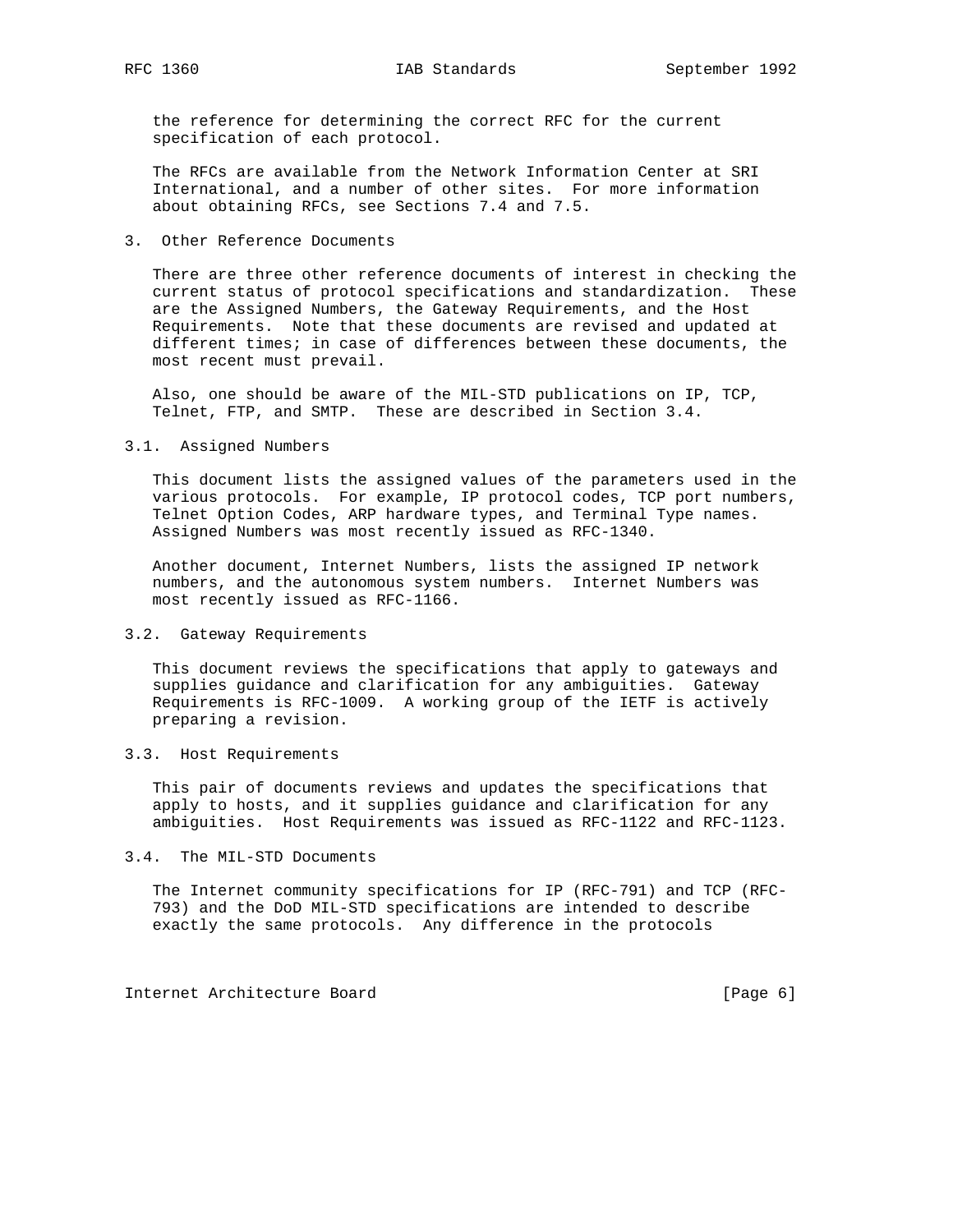the reference for determining the correct RFC for the current specification of each protocol.

The RFCs are available from the Network Information Center at SRI International, and a number of other sites. For more information about obtaining RFCs, see Sections 7.4 and 7.5.

## 3. Other Reference Documents

There are three other reference documents of interest in checking the current status of protocol specifications and standardization. These are the Assigned Numbers, the Gateway Requirements, and the Host Requirements. Note that these documents are revised and updated at different times; in case of differences between these documents, the most recent must prevail.

Also, one should be aware of the MIL-STD publications on IP, TCP, Telnet, FTP, and SMTP. These are described in Section 3.4.

### 3.1. Assigned Numbers

This document lists the assigned values of the parameters used in the various protocols. For example, IP protocol codes, TCP port numbers, Telnet Option Codes, ARP hardware types, and Terminal Type names. Assigned Numbers was most recently issued as RFC-1340.

Another document, Internet Numbers, lists the assigned IP network numbers, and the autonomous system numbers. Internet Numbers was most recently issued as RFC-1166.

### 3.2. Gateway Requirements

This document reviews the specifications that apply to gateways and supplies guidance and clarification for any ambiguities. Gateway Requirements is RFC-1009. A working group of the IETF is actively preparing a revision.

### 3.3. Host Requirements

This pair of documents reviews and updates the specifications that apply to hosts, and it supplies guidance and clarification for any ambiguities. Host Requirements was issued as RFC-1122 and RFC-1123.

### 3.4. The MIL-STD Documents

The Internet community specifications for IP (RFC-791) and TCP (RFC-793) and the DoD MIL-STD specifications are intended to describe exactly the same protocols. Any difference in the protocols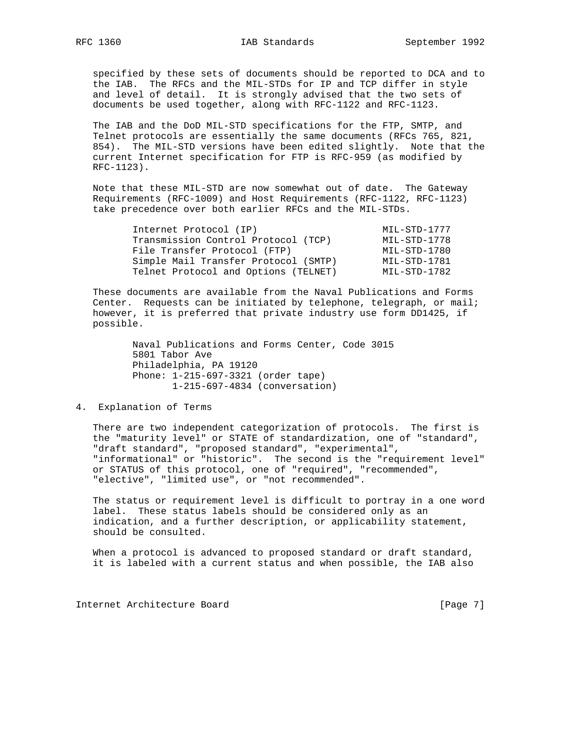specified by these sets of documents should be reported to DCA and to the IAB. The RFCs and the MIL-STDs for IP and TCP differ in style and level of detail. It is strongly advised that the two sets of documents be used together, along with RFC-1122 and RFC-1123.

The IAB and the DoD MIL-STD specifications for the FTP, SMTP, and Telnet protocols are essentially the same documents (RFCs 765, 821, 854). The MIL-STD versions have been edited slightly. Note that the current Internet specification for FTP is RFC-959 (as modified by RFC-1123).

Note that these MIL-STD are now somewhat out of date. The Gateway Requirements (RFC-1009) and Host Requirements (RFC-1122, RFC-1123) take precedence over both earlier RFCs and the MIL-STDs.

| | |
|---|---|
| Internet Protocol (IP) | MIL-STD-1777 |
| Transmission Control Protocol (TCP) | MIL-STD-1778 |
| File Transfer Protocol (FTP) | MIL-STD-1780 |
| Simple Mail Transfer Protocol (SMTP) | MIL-STD-1781 |
| Telnet Protocol and Options (TELNET) | MIL-STD-1782 |

These documents are available from the Naval Publications and Forms Center. Requests can be initiated by telephone, telegraph, or mail; however, it is preferred that private industry use form DD1425, if possible.

Naval Publications and Forms Center, Code 3015
5801 Tabor Ave
Philadelphia, PA 19120
Phone: 1-215-697-3321 (order tape)
       1-215-697-4834 (conversation)

## 4. Explanation of Terms

There are two independent categorization of protocols. The first is the "maturity level" or STATE of standardization, one of "standard", "draft standard", "proposed standard", "experimental", "informational" or "historic". The second is the "requirement level" or STATUS of this protocol, one of "required", "recommended", "elective", "limited use", or "not recommended".

The status or requirement level is difficult to portray in a one word label. These status labels should be considered only as an indication, and a further description, or applicability statement, should be consulted.

When a protocol is advanced to proposed standard or draft standard, it is labeled with a current status and when possible, the IAB also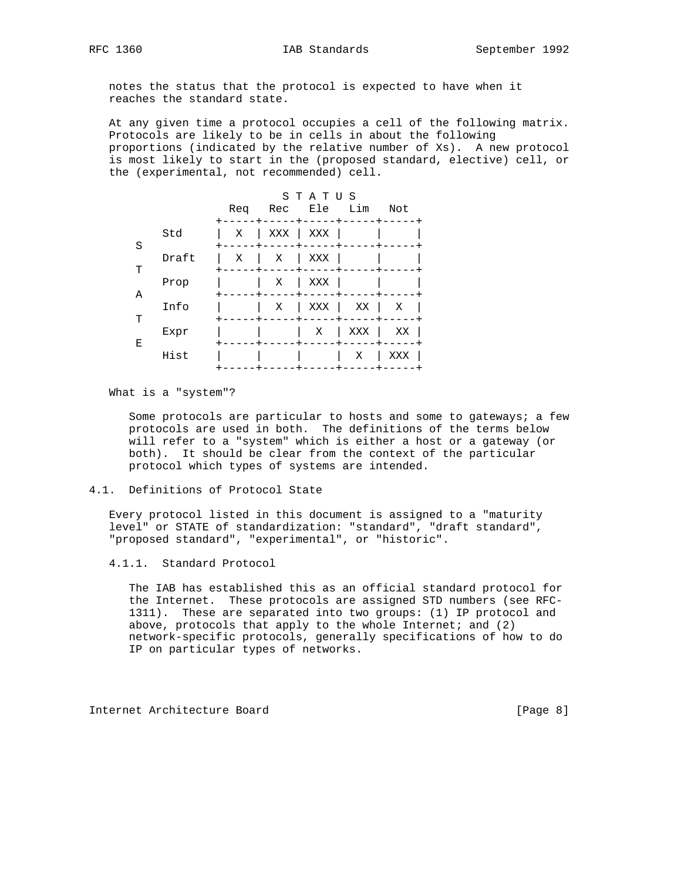notes the status that the protocol is expected to have when it reaches the standard state.

At any given time a protocol occupies a cell of the following matrix. Protocols are likely to be in cells in about the following proportions (indicated by the relative number of Xs). A new protocol is most likely to start in the (proposed standard, elective) cell, or the (experimental, not recommended) cell.

| STATE \ STATUS | Req | Rec | Ele | Lim | Not |
|---|---|---|---|---|---|
| Std | X | XXX | XXX | | |
| Draft | X | X | XXX | | |
| Prop | | X | XXX | | |
| Info | | X | XXX | XX | X |
| Expr | | | X | XXX | XX |
| Hist | | | | X | XXX |

What is a "system"?

Some protocols are particular to hosts and some to gateways; a few protocols are used in both. The definitions of the terms below will refer to a "system" which is either a host or a gateway (or both). It should be clear from the context of the particular protocol which types of systems are intended.

## 4.1. Definitions of Protocol State

Every protocol listed in this document is assigned to a "maturity level" or STATE of standardization: "standard", "draft standard", "proposed standard", "experimental", or "historic".

### 4.1.1. Standard Protocol

The IAB has established this as an official standard protocol for the Internet. These protocols are assigned STD numbers (see RFC-1311). These are separated into two groups: (1) IP protocol and above, protocols that apply to the whole Internet; and (2) network-specific protocols, generally specifications of how to do IP on particular types of networks.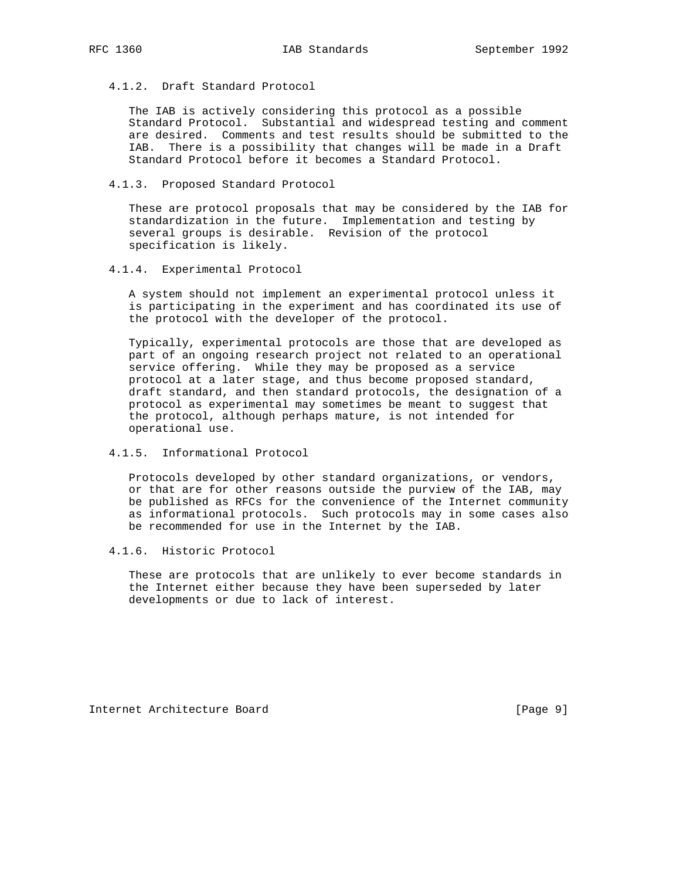### 4.1.2. Draft Standard Protocol

The IAB is actively considering this protocol as a possible Standard Protocol. Substantial and widespread testing and comment are desired. Comments and test results should be submitted to the IAB. There is a possibility that changes will be made in a Draft Standard Protocol before it becomes a Standard Protocol.

### 4.1.3. Proposed Standard Protocol

These are protocol proposals that may be considered by the IAB for standardization in the future. Implementation and testing by several groups is desirable. Revision of the protocol specification is likely.

### 4.1.4. Experimental Protocol

A system should not implement an experimental protocol unless it is participating in the experiment and has coordinated its use of the protocol with the developer of the protocol.

Typically, experimental protocols are those that are developed as part of an ongoing research project not related to an operational service offering. While they may be proposed as a service protocol at a later stage, and thus become proposed standard, draft standard, and then standard protocols, the designation of a protocol as experimental may sometimes be meant to suggest that the protocol, although perhaps mature, is not intended for operational use.

### 4.1.5. Informational Protocol

Protocols developed by other standard organizations, or vendors, or that are for other reasons outside the purview of the IAB, may be published as RFCs for the convenience of the Internet community as informational protocols. Such protocols may in some cases also be recommended for use in the Internet by the IAB.

### 4.1.6. Historic Protocol

These are protocols that are unlikely to ever become standards in the Internet either because they have been superseded by later developments or due to lack of interest.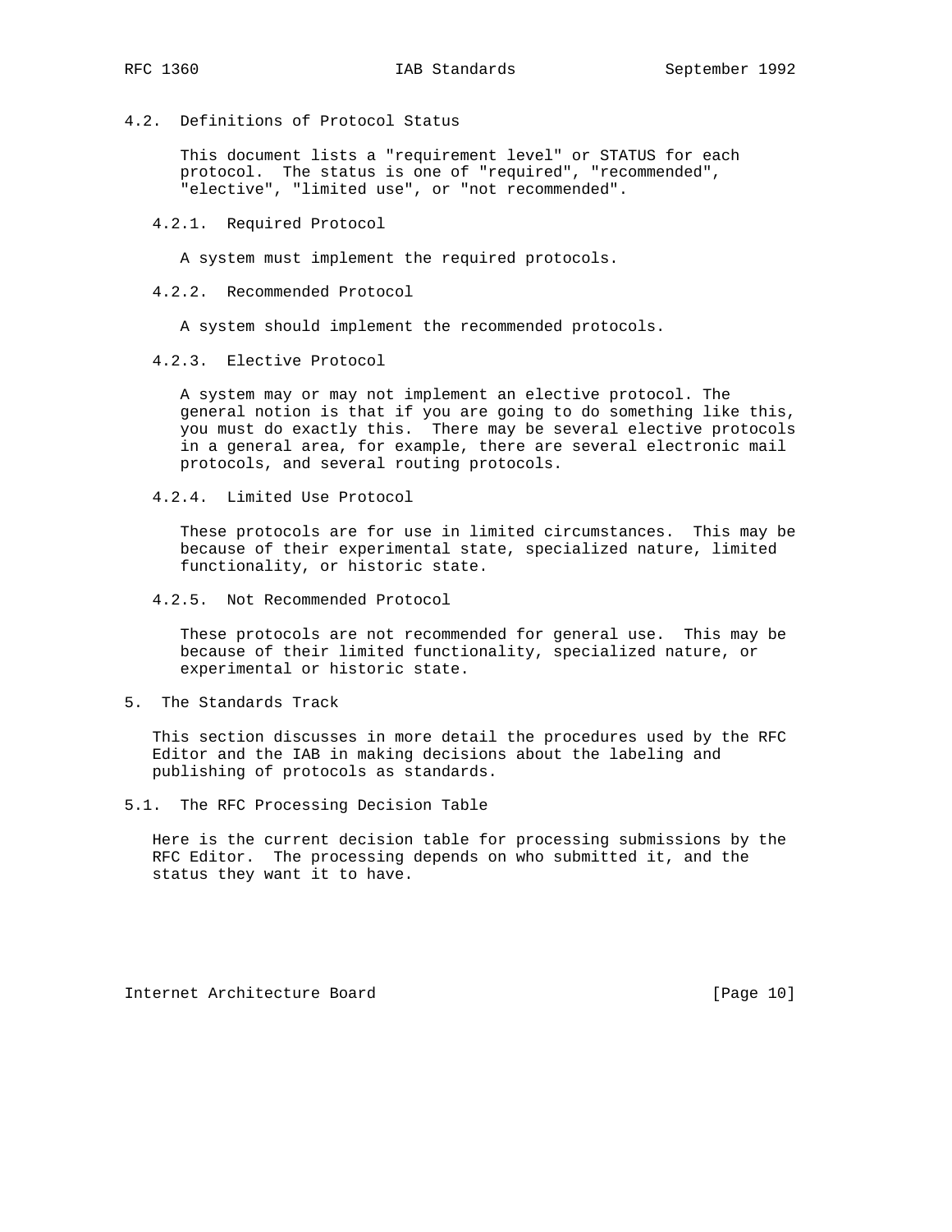## 4.2. Definitions of Protocol Status

This document lists a "requirement level" or STATUS for each protocol. The status is one of "required", "recommended", "elective", "limited use", or "not recommended".

### 4.2.1. Required Protocol

A system must implement the required protocols.

### 4.2.2. Recommended Protocol

A system should implement the recommended protocols.

### 4.2.3. Elective Protocol

A system may or may not implement an elective protocol. The general notion is that if you are going to do something like this, you must do exactly this. There may be several elective protocols in a general area, for example, there are several electronic mail protocols, and several routing protocols.

### 4.2.4. Limited Use Protocol

These protocols are for use in limited circumstances. This may be because of their experimental state, specialized nature, limited functionality, or historic state.

### 4.2.5. Not Recommended Protocol

These protocols are not recommended for general use. This may be because of their limited functionality, specialized nature, or experimental or historic state.

# 5. The Standards Track

This section discusses in more detail the procedures used by the RFC Editor and the IAB in making decisions about the labeling and publishing of protocols as standards.

## 5.1. The RFC Processing Decision Table

Here is the current decision table for processing submissions by the RFC Editor. The processing depends on who submitted it, and the status they want it to have.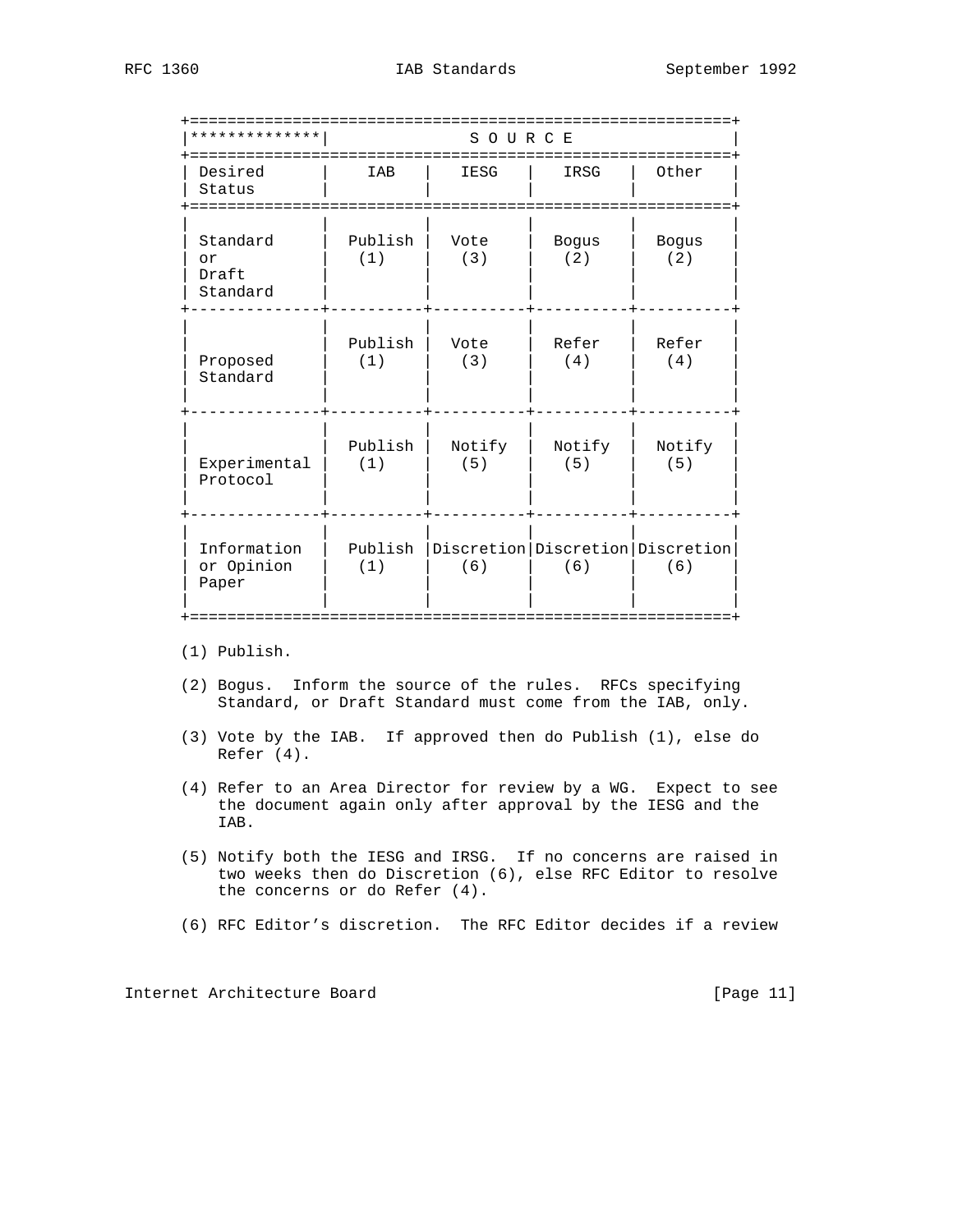| ************** | S O U R C E | | | |
|---|---|---|---|---|
| Desired Status | IAB | IESG | IRSG | Other |
| Standard or Draft Standard | Publish (1) | Vote (3) | Bogus (2) | Bogus (2) |
| Proposed Standard | Publish (1) | Vote (3) | Refer (4) | Refer (4) |
| Experimental Protocol | Publish (1) | Notify (5) | Notify (5) | Notify (5) |
| Information or Opinion Paper | Publish (1) | Discretion (6) | Discretion (6) | Discretion (6) |

(1) Publish.

(2) Bogus. Inform the source of the rules. RFCs specifying Standard, or Draft Standard must come from the IAB, only.

(3) Vote by the IAB. If approved then do Publish (1), else do Refer (4).

(4) Refer to an Area Director for review by a WG. Expect to see the document again only after approval by the IESG and the IAB.

(5) Notify both the IESG and IRSG. If no concerns are raised in two weeks then do Discretion (6), else RFC Editor to resolve the concerns or do Refer (4).

(6) RFC Editor's discretion. The RFC Editor decides if a review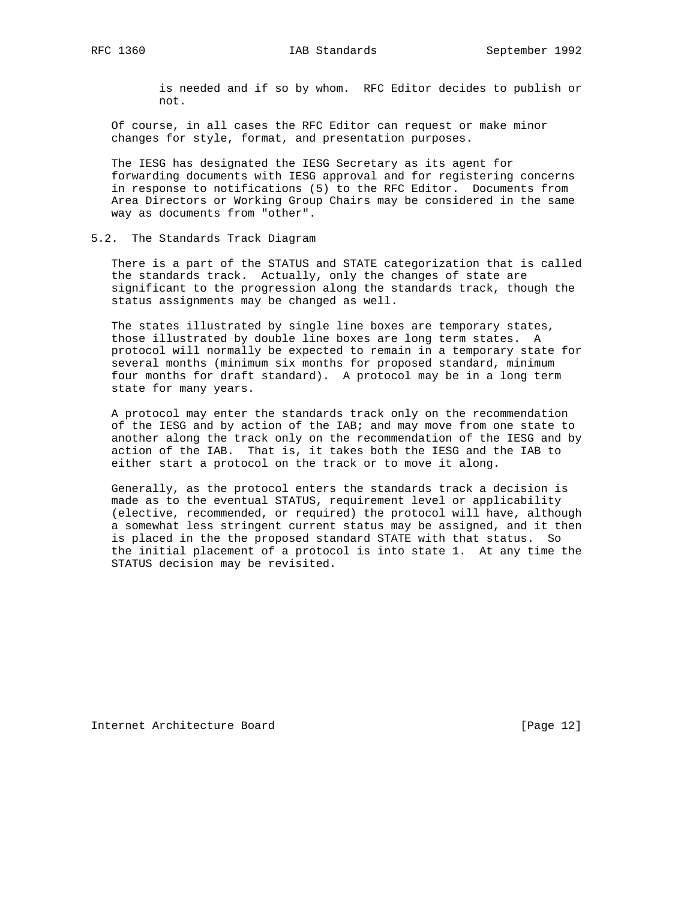is needed and if so by whom. RFC Editor decides to publish or not.

Of course, in all cases the RFC Editor can request or make minor changes for style, format, and presentation purposes.

The IESG has designated the IESG Secretary as its agent for forwarding documents with IESG approval and for registering concerns in response to notifications (5) to the RFC Editor. Documents from Area Directors or Working Group Chairs may be considered in the same way as documents from "other".

## 5.2. The Standards Track Diagram

There is a part of the STATUS and STATE categorization that is called the standards track. Actually, only the changes of state are significant to the progression along the standards track, though the status assignments may be changed as well.

The states illustrated by single line boxes are temporary states, those illustrated by double line boxes are long term states. A protocol will normally be expected to remain in a temporary state for several months (minimum six months for proposed standard, minimum four months for draft standard). A protocol may be in a long term state for many years.

A protocol may enter the standards track only on the recommendation of the IESG and by action of the IAB; and may move from one state to another along the track only on the recommendation of the IESG and by action of the IAB. That is, it takes both the IESG and the IAB to either start a protocol on the track or to move it along.

Generally, as the protocol enters the standards track a decision is made as to the eventual STATUS, requirement level or applicability (elective, recommended, or required) the protocol will have, although a somewhat less stringent current status may be assigned, and it then is placed in the the proposed standard STATE with that status. So the initial placement of a protocol is into state 1. At any time the STATUS decision may be revisited.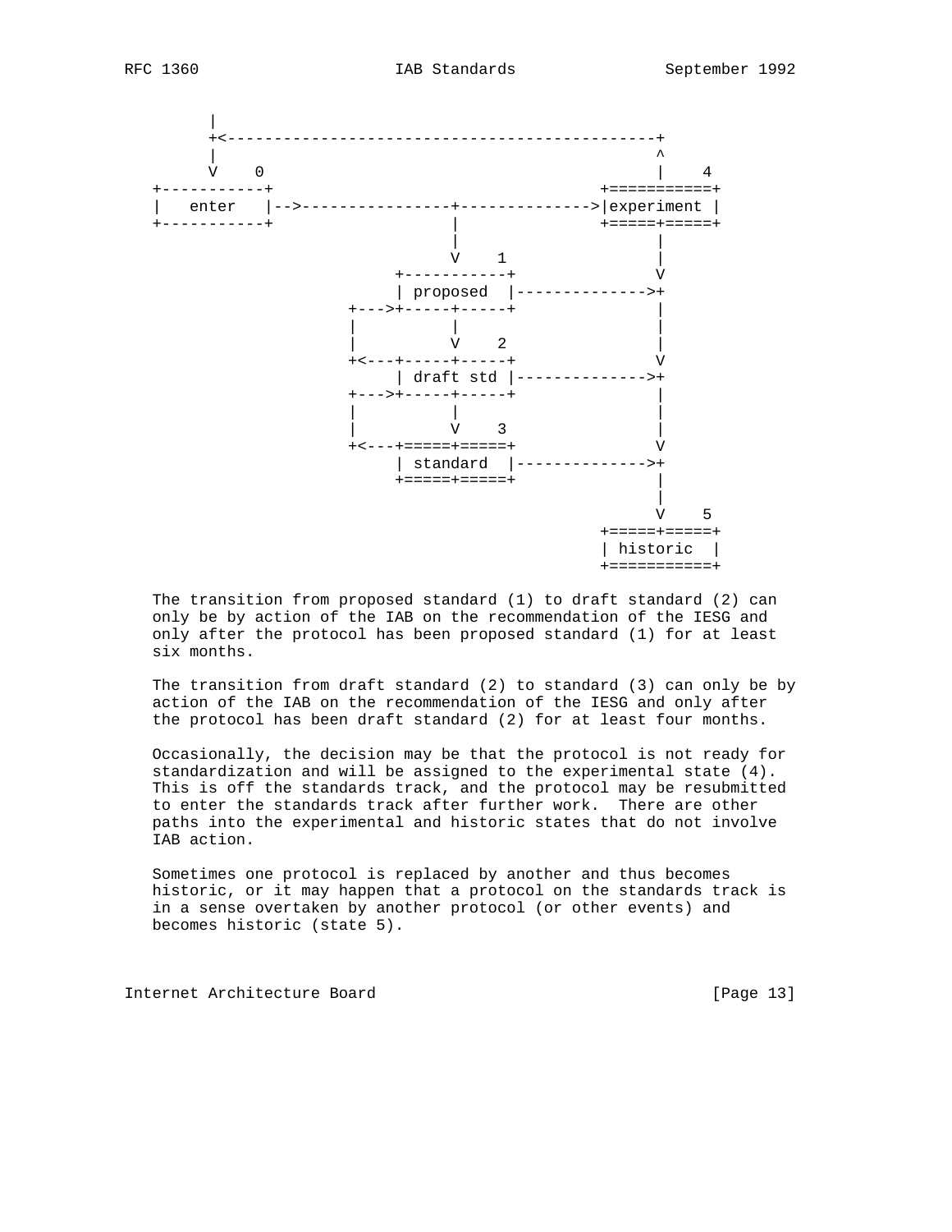```
       |
       +<----------------------------------------------+
       |                                               ^
       V    0                                          |    4
  +-----------+                                  +===========+
  |   enter   |-->----------------+-------------->|experiment |
  +-----------+                   |              +=====+=====+
                                  |                    |
                                  V    1               |
                            +-----------+              V
                            | proposed  |-------------->+
                       +--->+-----+-----+              |
                       |          |                    |
                       |          V    2               |
                       +<---+-----+-----+              V
                            | draft std |-------------->+
                       +--->+-----+-----+              |
                       |          |                    |
                       |          V    3               |
                       +<---+=====+=====+              V
                            | standard  |-------------->+
                            +=====+=====+              |
                                                       |
                                                       V    5
                                                 +=====+=====+
                                                 | historic  |
                                                 +===========+
```

The transition from proposed standard (1) to draft standard (2) can only be by action of the IAB on the recommendation of the IESG and only after the protocol has been proposed standard (1) for at least six months.

The transition from draft standard (2) to standard (3) can only be by action of the IAB on the recommendation of the IESG and only after the protocol has been draft standard (2) for at least four months.

Occasionally, the decision may be that the protocol is not ready for standardization and will be assigned to the experimental state (4). This is off the standards track, and the protocol may be resubmitted to enter the standards track after further work. There are other paths into the experimental and historic states that do not involve IAB action.

Sometimes one protocol is replaced by another and thus becomes historic, or it may happen that a protocol on the standards track is in a sense overtaken by another protocol (or other events) and becomes historic (state 5).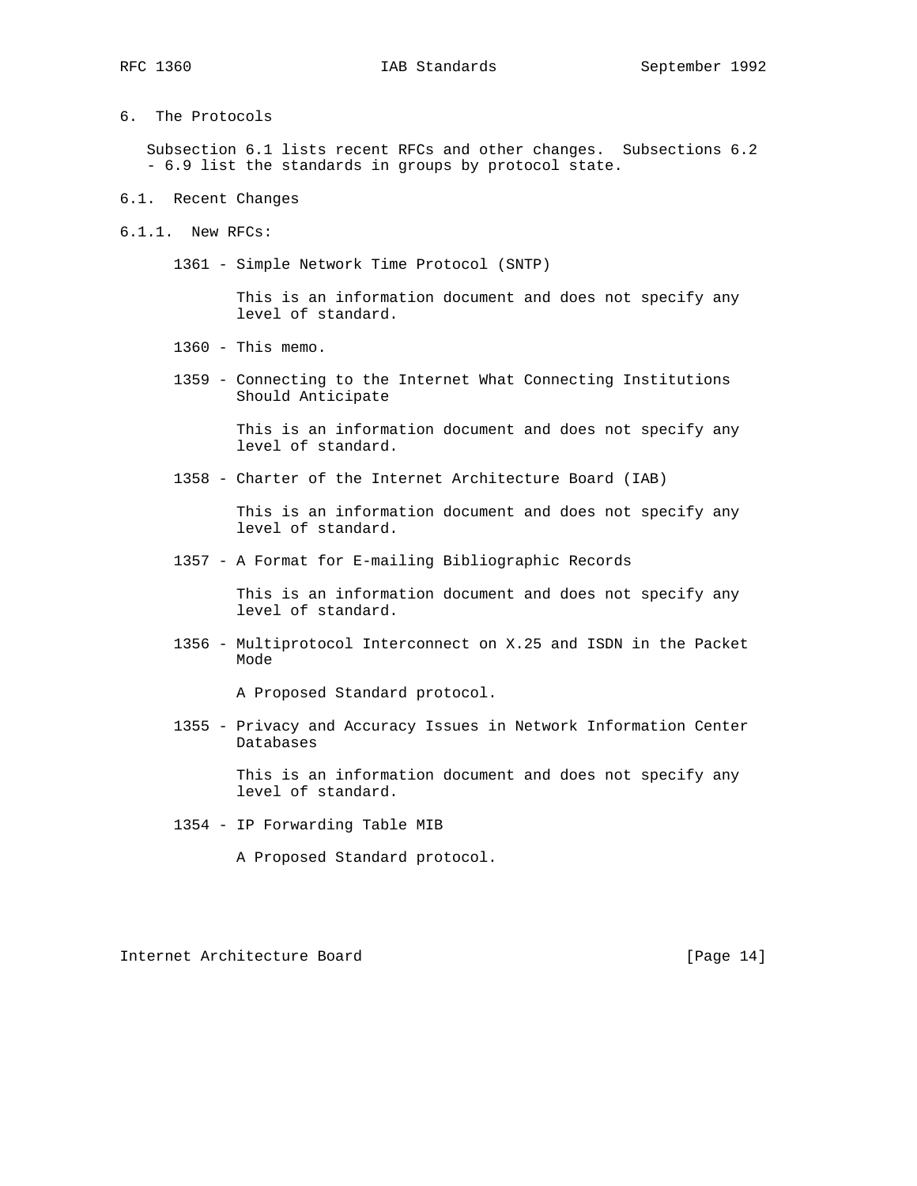# 6. The Protocols

Subsection 6.1 lists recent RFCs and other changes. Subsections 6.2 - 6.9 list the standards in groups by protocol state.

## 6.1. Recent Changes

### 6.1.1. New RFCs:

1361 - Simple Network Time Protocol (SNTP)

This is an information document and does not specify any level of standard.

1360 - This memo.

1359 - Connecting to the Internet What Connecting Institutions Should Anticipate

This is an information document and does not specify any level of standard.

1358 - Charter of the Internet Architecture Board (IAB)

This is an information document and does not specify any level of standard.

1357 - A Format for E-mailing Bibliographic Records

This is an information document and does not specify any level of standard.

1356 - Multiprotocol Interconnect on X.25 and ISDN in the Packet Mode

A Proposed Standard protocol.

1355 - Privacy and Accuracy Issues in Network Information Center Databases

This is an information document and does not specify any level of standard.

1354 - IP Forwarding Table MIB

A Proposed Standard protocol.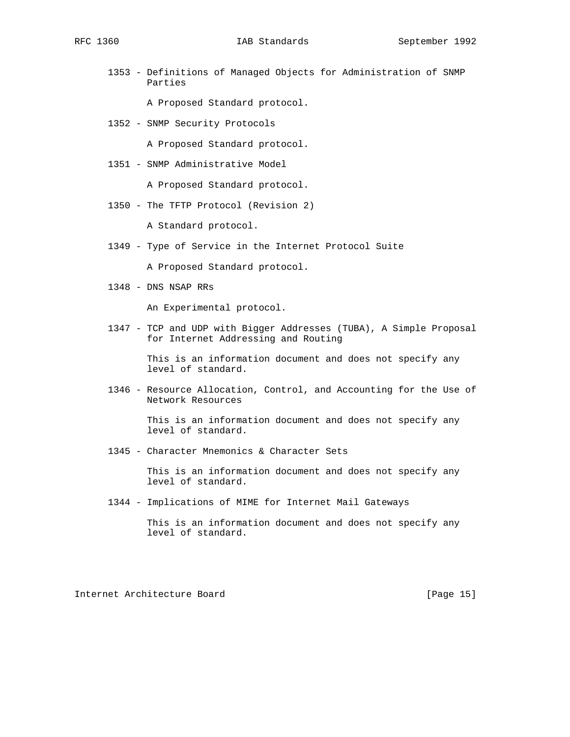1353 - Definitions of Managed Objects for Administration of SNMP Parties

A Proposed Standard protocol.

1352 - SNMP Security Protocols

A Proposed Standard protocol.

1351 - SNMP Administrative Model

A Proposed Standard protocol.

1350 - The TFTP Protocol (Revision 2)

A Standard protocol.

1349 - Type of Service in the Internet Protocol Suite

A Proposed Standard protocol.

1348 - DNS NSAP RRs

An Experimental protocol.

1347 - TCP and UDP with Bigger Addresses (TUBA), A Simple Proposal for Internet Addressing and Routing

This is an information document and does not specify any level of standard.

1346 - Resource Allocation, Control, and Accounting for the Use of Network Resources

This is an information document and does not specify any level of standard.

1345 - Character Mnemonics & Character Sets

This is an information document and does not specify any level of standard.

1344 - Implications of MIME for Internet Mail Gateways

This is an information document and does not specify any level of standard.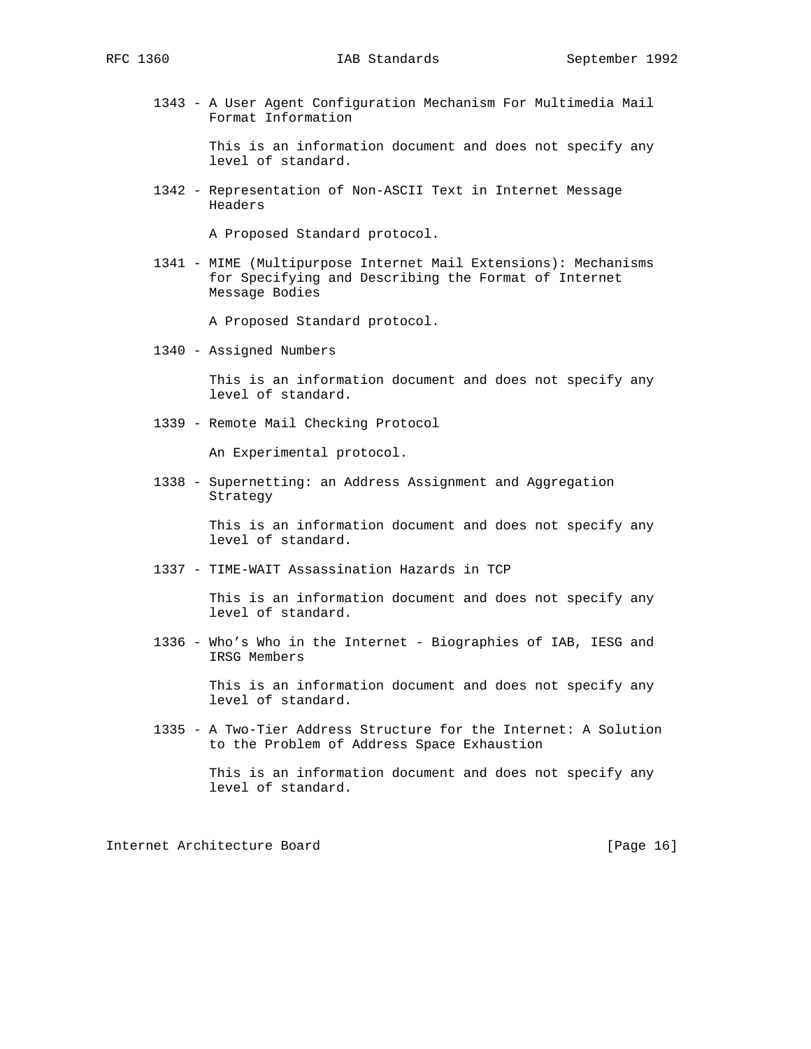1343 - A User Agent Configuration Mechanism For Multimedia Mail Format Information

This is an information document and does not specify any level of standard.

1342 - Representation of Non-ASCII Text in Internet Message Headers

A Proposed Standard protocol.

1341 - MIME (Multipurpose Internet Mail Extensions): Mechanisms for Specifying and Describing the Format of Internet Message Bodies

A Proposed Standard protocol.

1340 - Assigned Numbers

This is an information document and does not specify any level of standard.

1339 - Remote Mail Checking Protocol

An Experimental protocol.

1338 - Supernetting: an Address Assignment and Aggregation Strategy

This is an information document and does not specify any level of standard.

1337 - TIME-WAIT Assassination Hazards in TCP

This is an information document and does not specify any level of standard.

1336 - Who's Who in the Internet - Biographies of IAB, IESG and IRSG Members

This is an information document and does not specify any level of standard.

1335 - A Two-Tier Address Structure for the Internet: A Solution to the Problem of Address Space Exhaustion

This is an information document and does not specify any level of standard.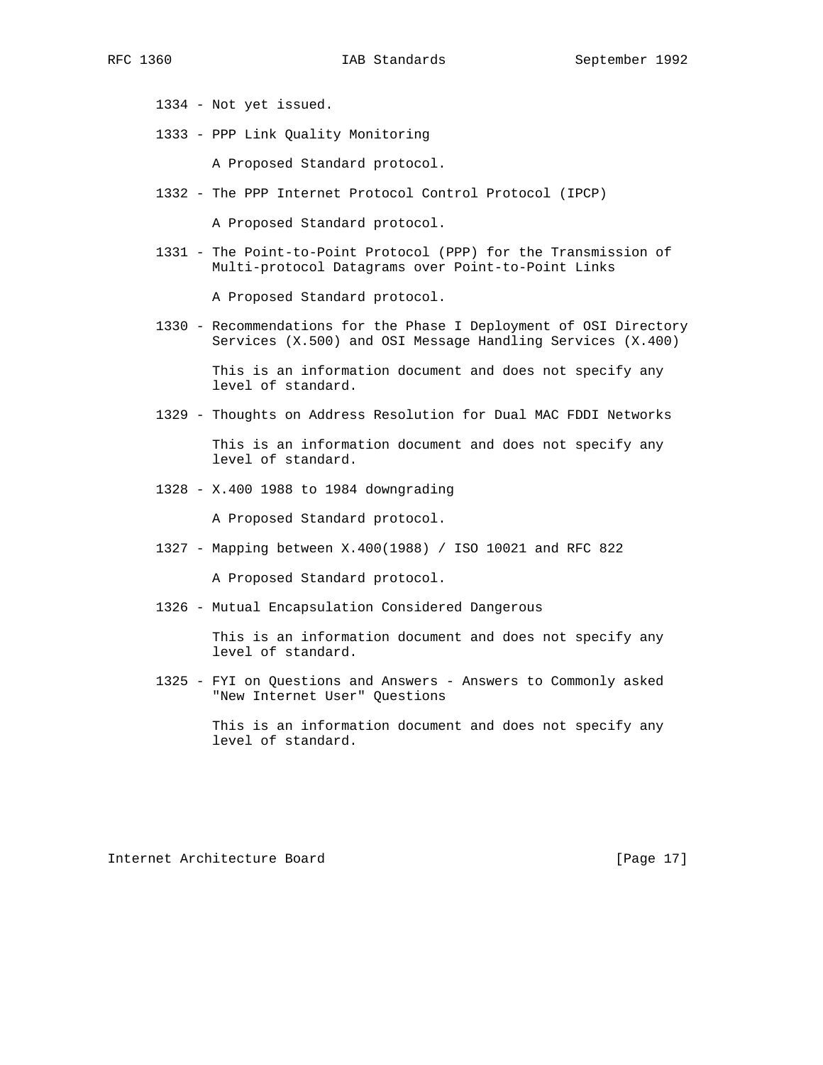1334 - Not yet issued.

1333 - PPP Link Quality Monitoring

A Proposed Standard protocol.

1332 - The PPP Internet Protocol Control Protocol (IPCP)

A Proposed Standard protocol.

1331 - The Point-to-Point Protocol (PPP) for the Transmission of Multi-protocol Datagrams over Point-to-Point Links

A Proposed Standard protocol.

1330 - Recommendations for the Phase I Deployment of OSI Directory Services (X.500) and OSI Message Handling Services (X.400)

This is an information document and does not specify any level of standard.

1329 - Thoughts on Address Resolution for Dual MAC FDDI Networks

This is an information document and does not specify any level of standard.

1328 - X.400 1988 to 1984 downgrading

A Proposed Standard protocol.

1327 - Mapping between X.400(1988) / ISO 10021 and RFC 822

A Proposed Standard protocol.

1326 - Mutual Encapsulation Considered Dangerous

This is an information document and does not specify any level of standard.

1325 - FYI on Questions and Answers - Answers to Commonly asked "New Internet User" Questions

This is an information document and does not specify any level of standard.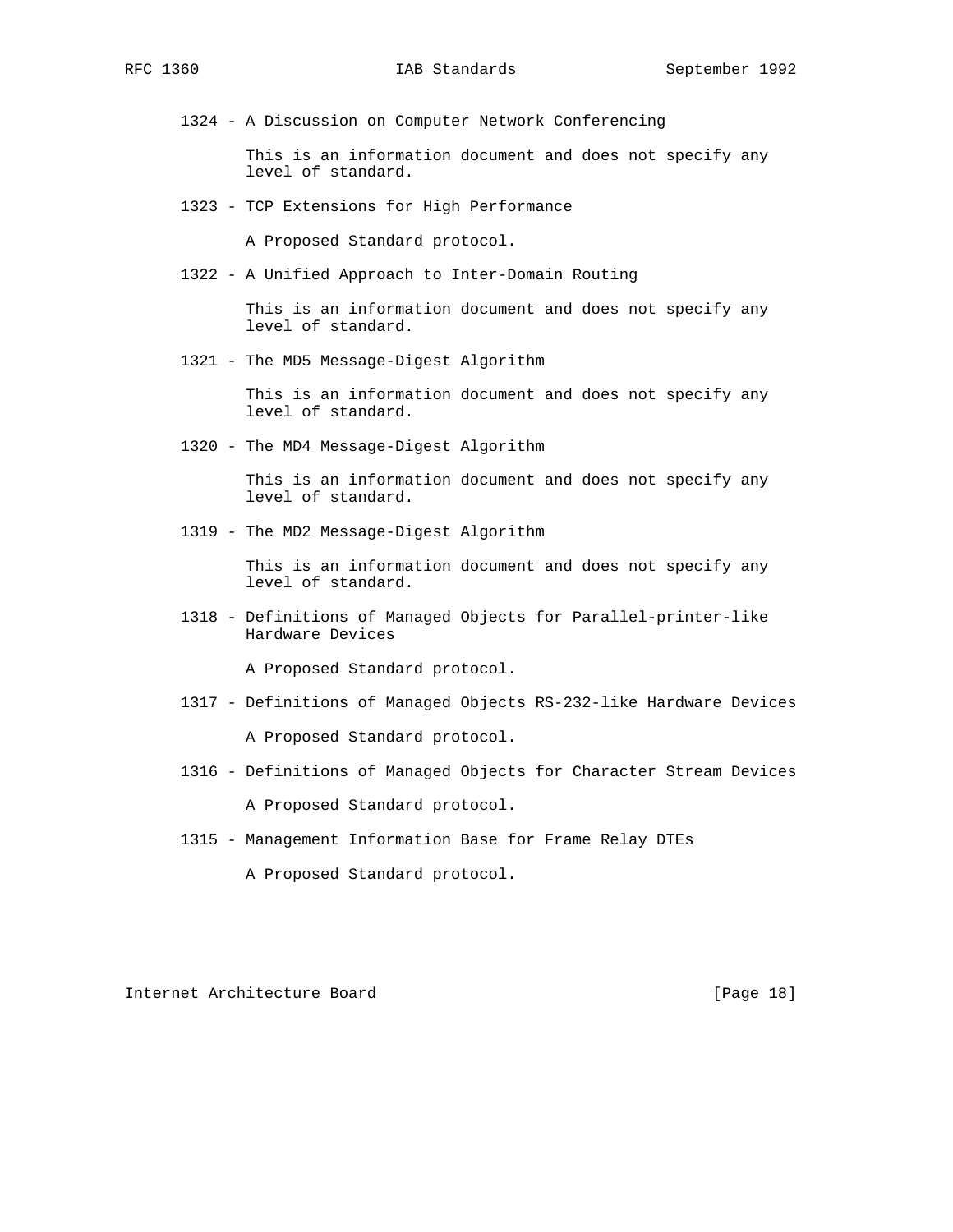1324 - A Discussion on Computer Network Conferencing

This is an information document and does not specify any level of standard.

1323 - TCP Extensions for High Performance

A Proposed Standard protocol.

1322 - A Unified Approach to Inter-Domain Routing

This is an information document and does not specify any level of standard.

1321 - The MD5 Message-Digest Algorithm

This is an information document and does not specify any level of standard.

1320 - The MD4 Message-Digest Algorithm

This is an information document and does not specify any level of standard.

1319 - The MD2 Message-Digest Algorithm

This is an information document and does not specify any level of standard.

1318 - Definitions of Managed Objects for Parallel-printer-like Hardware Devices

A Proposed Standard protocol.

1317 - Definitions of Managed Objects RS-232-like Hardware Devices

A Proposed Standard protocol.

1316 - Definitions of Managed Objects for Character Stream Devices

A Proposed Standard protocol.

1315 - Management Information Base for Frame Relay DTEs

A Proposed Standard protocol.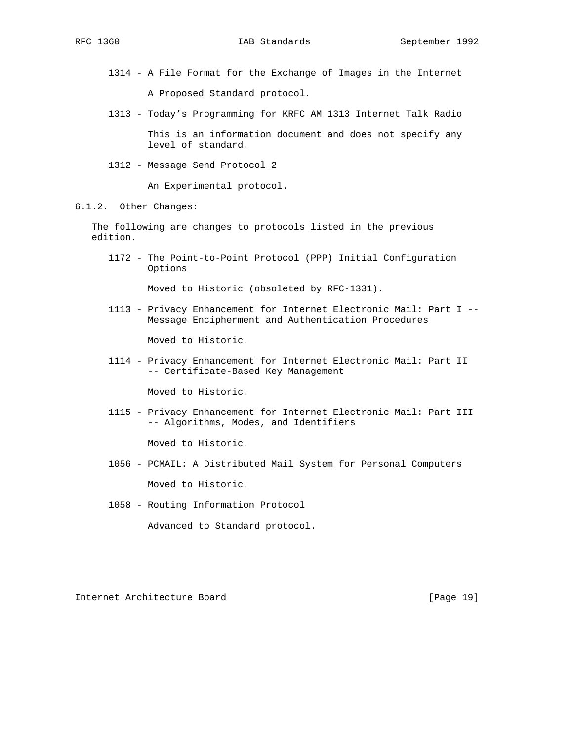1314 - A File Format for the Exchange of Images in the Internet

A Proposed Standard protocol.

1313 - Today’s Programming for KRFC AM 1313 Internet Talk Radio

This is an information document and does not specify any level of standard.

1312 - Message Send Protocol 2

An Experimental protocol.

### 6.1.2. Other Changes:

The following are changes to protocols listed in the previous edition.

1172 - The Point-to-Point Protocol (PPP) Initial Configuration Options

Moved to Historic (obsoleted by RFC-1331).

1113 - Privacy Enhancement for Internet Electronic Mail: Part I -- Message Encipherment and Authentication Procedures

Moved to Historic.

1114 - Privacy Enhancement for Internet Electronic Mail: Part II -- Certificate-Based Key Management

Moved to Historic.

1115 - Privacy Enhancement for Internet Electronic Mail: Part III -- Algorithms, Modes, and Identifiers

Moved to Historic.

1056 - PCMAIL: A Distributed Mail System for Personal Computers

Moved to Historic.

1058 - Routing Information Protocol

Advanced to Standard protocol.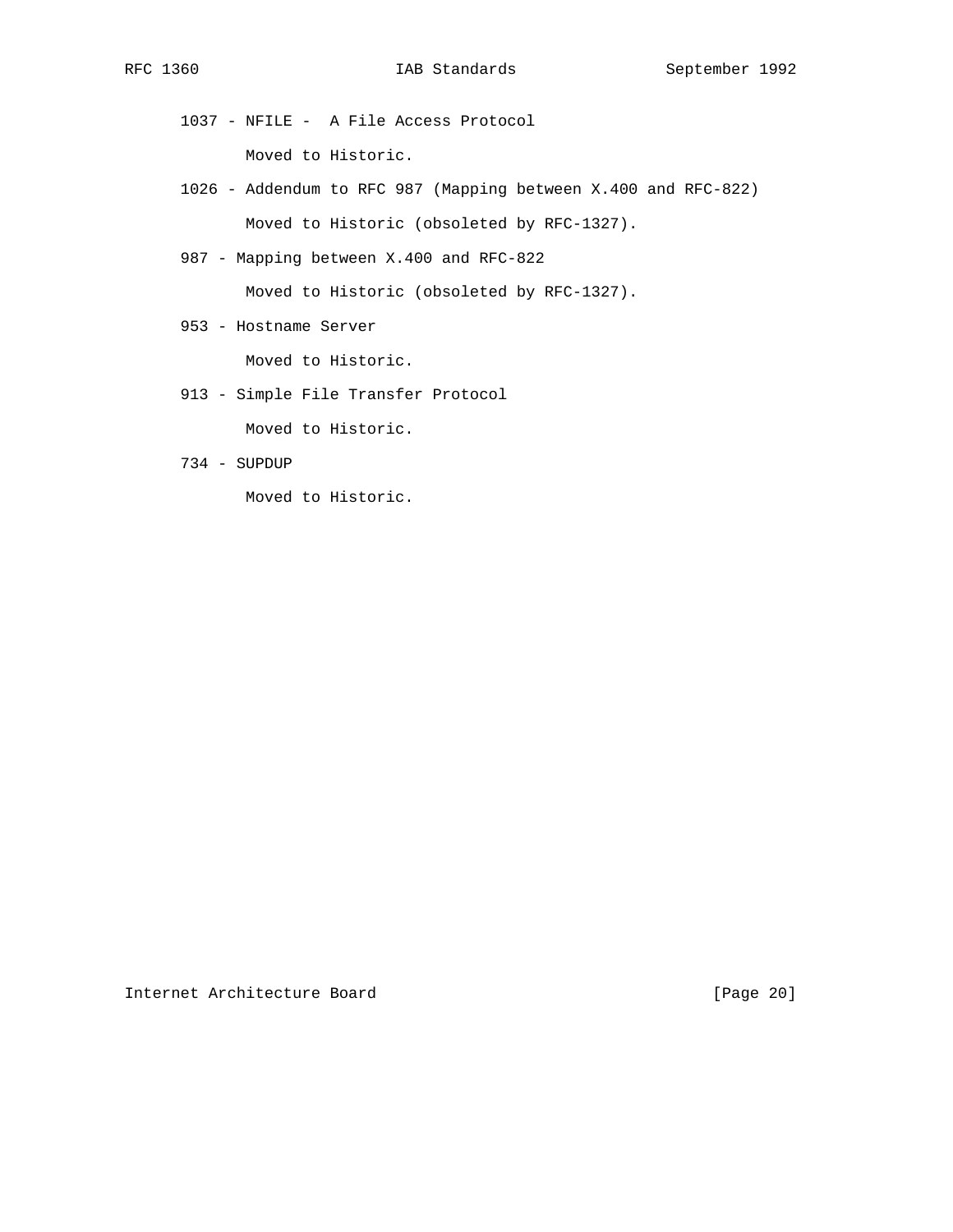1037 - NFILE -  A File Access Protocol

Moved to Historic.

1026 - Addendum to RFC 987 (Mapping between X.400 and RFC-822)

Moved to Historic (obsoleted by RFC-1327).

987 - Mapping between X.400 and RFC-822

Moved to Historic (obsoleted by RFC-1327).

953 - Hostname Server

Moved to Historic.

913 - Simple File Transfer Protocol

Moved to Historic.

734 - SUPDUP

Moved to Historic.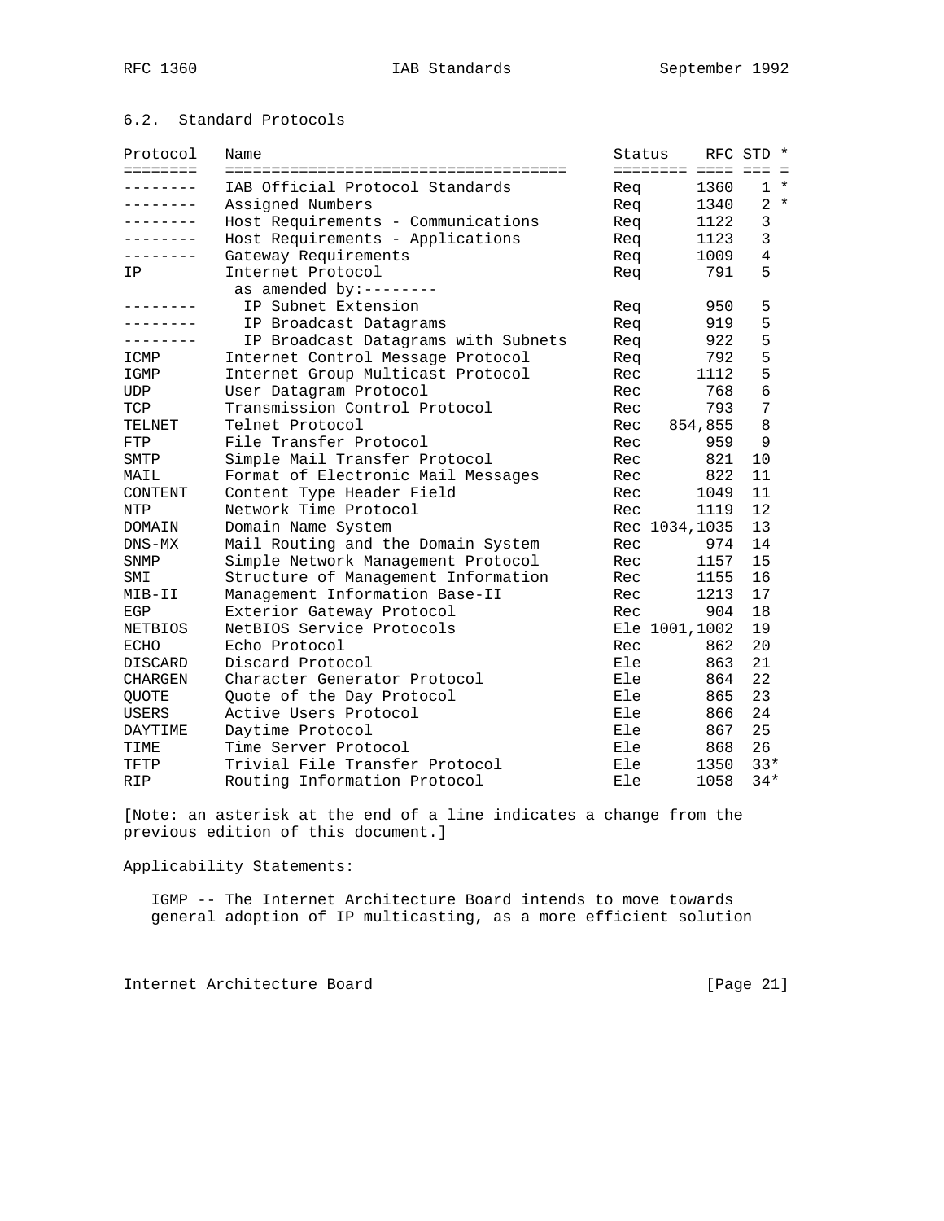## 6.2. Standard Protocols

| Protocol | Name | Status | RFC | STD | * |
|---|---|---|---|---|---|
| -------- | IAB Official Protocol Standards | Req | 1360 | 1 | * |
| -------- | Assigned Numbers | Req | 1340 | 2 | * |
| -------- | Host Requirements - Communications | Req | 1122 | 3 | |
| -------- | Host Requirements - Applications | Req | 1123 | 3 | |
| -------- | Gateway Requirements | Req | 1009 | 4 | |
| IP | Internet Protocol | Req | 791 | 5 | |
| | as amended by:-------- | | | | |
| -------- | IP Subnet Extension | Req | 950 | 5 | |
| -------- | IP Broadcast Datagrams | Req | 919 | 5 | |
| -------- | IP Broadcast Datagrams with Subnets | Req | 922 | 5 | |
| ICMP | Internet Control Message Protocol | Req | 792 | 5 | |
| IGMP | Internet Group Multicast Protocol | Rec | 1112 | 5 | |
| UDP | User Datagram Protocol | Rec | 768 | 6 | |
| TCP | Transmission Control Protocol | Rec | 793 | 7 | |
| TELNET | Telnet Protocol | Rec | 854,855 | 8 | |
| FTP | File Transfer Protocol | Rec | 959 | 9 | |
| SMTP | Simple Mail Transfer Protocol | Rec | 821 | 10 | |
| MAIL | Format of Electronic Mail Messages | Rec | 822 | 11 | |
| CONTENT | Content Type Header Field | Rec | 1049 | 11 | |
| NTP | Network Time Protocol | Rec | 1119 | 12 | |
| DOMAIN | Domain Name System | Rec | 1034,1035 | 13 | |
| DNS-MX | Mail Routing and the Domain System | Rec | 974 | 14 | |
| SNMP | Simple Network Management Protocol | Rec | 1157 | 15 | |
| SMI | Structure of Management Information | Rec | 1155 | 16 | |
| MIB-II | Management Information Base-II | Rec | 1213 | 17 | |
| EGP | Exterior Gateway Protocol | Rec | 904 | 18 | |
| NETBIOS | NetBIOS Service Protocols | Ele | 1001,1002 | 19 | |
| ECHO | Echo Protocol | Rec | 862 | 20 | |
| DISCARD | Discard Protocol | Ele | 863 | 21 | |
| CHARGEN | Character Generator Protocol | Ele | 864 | 22 | |
| QUOTE | Quote of the Day Protocol | Ele | 865 | 23 | |
| USERS | Active Users Protocol | Ele | 866 | 24 | |
| DAYTIME | Daytime Protocol | Ele | 867 | 25 | |
| TIME | Time Server Protocol | Ele | 868 | 26 | |
| TFTP | Trivial File Transfer Protocol | Ele | 1350 | 33 | * |
| RIP | Routing Information Protocol | Ele | 1058 | 34 | * |

[Note: an asterisk at the end of a line indicates a change from the previous edition of this document.]

Applicability Statements:

IGMP -- The Internet Architecture Board intends to move towards general adoption of IP multicasting, as a more efficient solution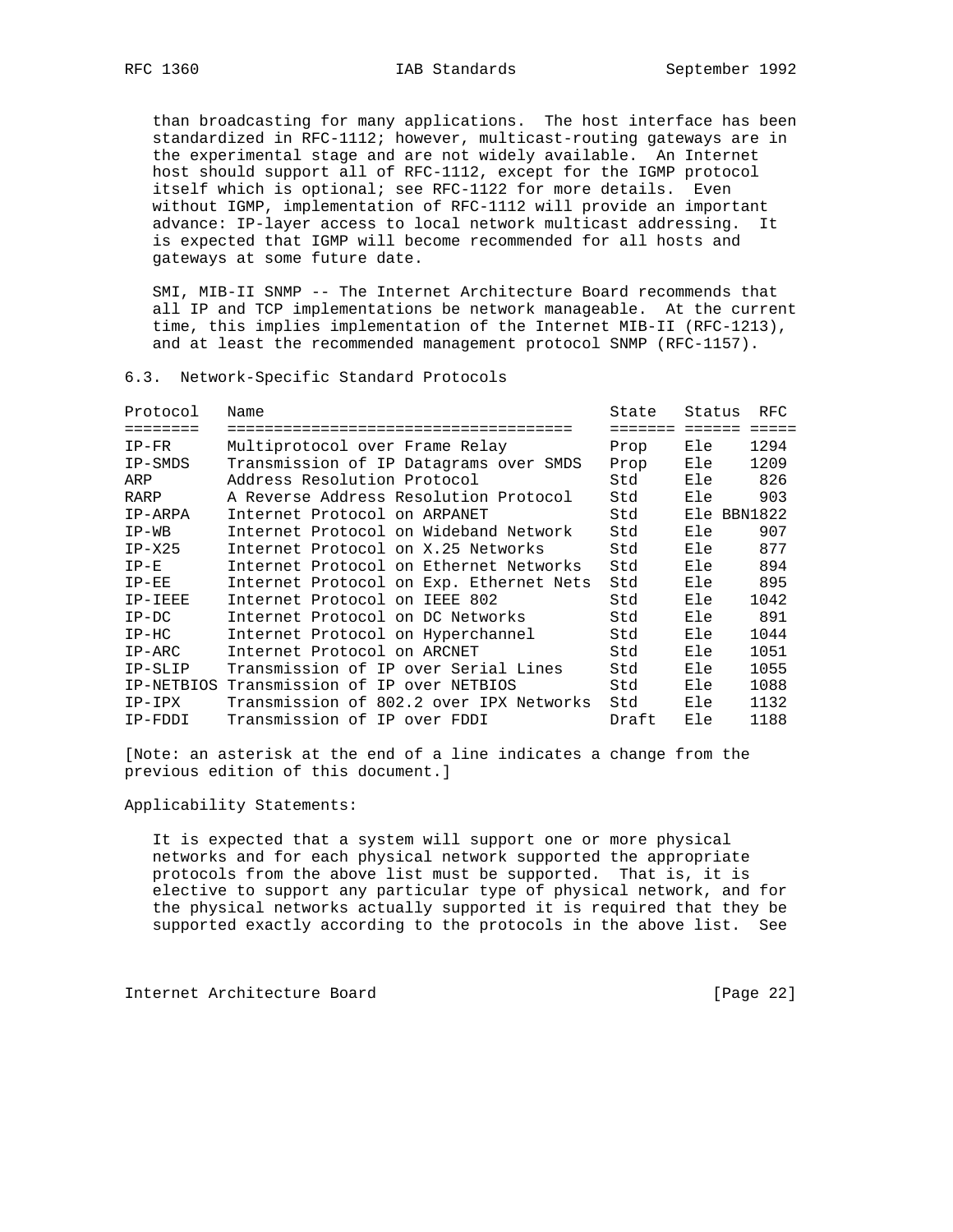than broadcasting for many applications. The host interface has been standardized in RFC-1112; however, multicast-routing gateways are in the experimental stage and are not widely available. An Internet host should support all of RFC-1112, except for the IGMP protocol itself which is optional; see RFC-1122 for more details. Even without IGMP, implementation of RFC-1112 will provide an important advance: IP-layer access to local network multicast addressing. It is expected that IGMP will become recommended for all hosts and gateways at some future date.

SMI, MIB-II SNMP -- The Internet Architecture Board recommends that all IP and TCP implementations be network manageable. At the current time, this implies implementation of the Internet MIB-II (RFC-1213), and at least the recommended management protocol SNMP (RFC-1157).

## 6.3. Network-Specific Standard Protocols

| Protocol | Name | State | Status | RFC |
|---|---|---|---|---|
| IP-FR | Multiprotocol over Frame Relay | Prop | Ele | 1294 |
| IP-SMDS | Transmission of IP Datagrams over SMDS | Prop | Ele | 1209 |
| ARP | Address Resolution Protocol | Std | Ele | 826 |
| RARP | A Reverse Address Resolution Protocol | Std | Ele | 903 |
| IP-ARPA | Internet Protocol on ARPANET | Std | Ele | BBN1822 |
| IP-WB | Internet Protocol on Wideband Network | Std | Ele | 907 |
| IP-X25 | Internet Protocol on X.25 Networks | Std | Ele | 877 |
| IP-E | Internet Protocol on Ethernet Networks | Std | Ele | 894 |
| IP-EE | Internet Protocol on Exp. Ethernet Nets | Std | Ele | 895 |
| IP-IEEE | Internet Protocol on IEEE 802 | Std | Ele | 1042 |
| IP-DC | Internet Protocol on DC Networks | Std | Ele | 891 |
| IP-HC | Internet Protocol on Hyperchannel | Std | Ele | 1044 |
| IP-ARC | Internet Protocol on ARCNET | Std | Ele | 1051 |
| IP-SLIP | Transmission of IP over Serial Lines | Std | Ele | 1055 |
| IP-NETBIOS | Transmission of IP over NETBIOS | Std | Ele | 1088 |
| IP-IPX | Transmission of 802.2 over IPX Networks | Std | Ele | 1132 |
| IP-FDDI | Transmission of IP over FDDI | Draft | Ele | 1188 |

[Note: an asterisk at the end of a line indicates a change from the previous edition of this document.]

Applicability Statements:

It is expected that a system will support one or more physical networks and for each physical network supported the appropriate protocols from the above list must be supported. That is, it is elective to support any particular type of physical network, and for the physical networks actually supported it is required that they be supported exactly according to the protocols in the above list. See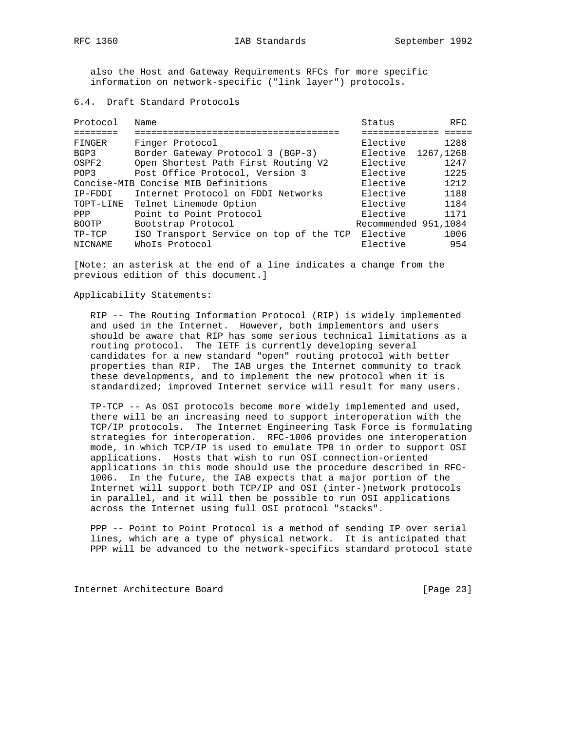also the Host and Gateway Requirements RFCs for more specific information on network-specific ("link layer") protocols.

### 6.4. Draft Standard Protocols

| Protocol | Name | Status | RFC |
| --- | --- | --- | --- |
| FINGER | Finger Protocol | Elective | 1288 |
| BGP3 | Border Gateway Protocol 3 (BGP-3) | Elective | 1267,1268 |
| OSPF2 | Open Shortest Path First Routing V2 | Elective | 1247 |
| POP3 | Post Office Protocol, Version 3 | Elective | 1225 |
| Concise-MIB | Concise MIB Definitions | Elective | 1212 |
| IP-FDDI | Internet Protocol on FDDI Networks | Elective | 1188 |
| TOPT-LINE | Telnet Linemode Option | Elective | 1184 |
| PPP | Point to Point Protocol | Elective | 1171 |
| BOOTP | Bootstrap Protocol | Recommended | 951,1084 |
| TP-TCP | ISO Transport Service on top of the TCP | Elective | 1006 |
| NICNAME | WhoIs Protocol | Elective | 954 |

[Note: an asterisk at the end of a line indicates a change from the previous edition of this document.]

Applicability Statements:

RIP -- The Routing Information Protocol (RIP) is widely implemented and used in the Internet. However, both implementors and users should be aware that RIP has some serious technical limitations as a routing protocol. The IETF is currently developing several candidates for a new standard "open" routing protocol with better properties than RIP. The IAB urges the Internet community to track these developments, and to implement the new protocol when it is standardized; improved Internet service will result for many users.

TP-TCP -- As OSI protocols become more widely implemented and used, there will be an increasing need to support interoperation with the TCP/IP protocols. The Internet Engineering Task Force is formulating strategies for interoperation. RFC-1006 provides one interoperation mode, in which TCP/IP is used to emulate TP0 in order to support OSI applications. Hosts that wish to run OSI connection-oriented applications in this mode should use the procedure described in RFC-1006. In the future, the IAB expects that a major portion of the Internet will support both TCP/IP and OSI (inter-)network protocols in parallel, and it will then be possible to run OSI applications across the Internet using full OSI protocol "stacks".

PPP -- Point to Point Protocol is a method of sending IP over serial lines, which are a type of physical network. It is anticipated that PPP will be advanced to the network-specifics standard protocol state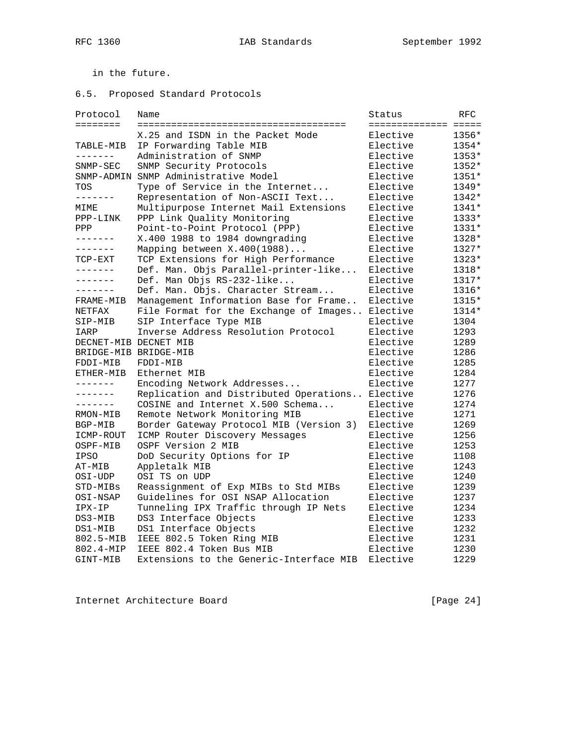in the future.

### 6.5. Proposed Standard Protocols

| Protocol | Name | Status | RFC |
|---|---|---|---|
| | X.25 and ISDN in the Packet Mode | Elective | 1356* |
| TABLE-MIB | IP Forwarding Table MIB | Elective | 1354* |
| ------- | Administration of SNMP | Elective | 1353* |
| SNMP-SEC | SNMP Security Protocols | Elective | 1352* |
| SNMP-ADMIN | SNMP Administrative Model | Elective | 1351* |
| TOS | Type of Service in the Internet... | Elective | 1349* |
| ------- | Representation of Non-ASCII Text... | Elective | 1342* |
| MIME | Multipurpose Internet Mail Extensions | Elective | 1341* |
| PPP-LINK | PPP Link Quality Monitoring | Elective | 1333* |
| PPP | Point-to-Point Protocol (PPP) | Elective | 1331* |
| ------- | X.400 1988 to 1984 downgrading | Elective | 1328* |
| ------- | Mapping between X.400(1988)... | Elective | 1327* |
| TCP-EXT | TCP Extensions for High Performance | Elective | 1323* |
| ------- | Def. Man. Objs Parallel-printer-like... | Elective | 1318* |
| ------- | Def. Man Objs RS-232-like... | Elective | 1317* |
| ------- | Def. Man. Objs. Character Stream... | Elective | 1316* |
| FRAME-MIB | Management Information Base for Frame.. | Elective | 1315* |
| NETFAX | File Format for the Exchange of Images.. | Elective | 1314* |
| SIP-MIB | SIP Interface Type MIB | Elective | 1304 |
| IARP | Inverse Address Resolution Protocol | Elective | 1293 |
| DECNET-MIB | DECNET MIB | Elective | 1289 |
| BRIDGE-MIB | BRIDGE-MIB | Elective | 1286 |
| FDDI-MIB | FDDI-MIB | Elective | 1285 |
| ETHER-MIB | Ethernet MIB | Elective | 1284 |
| ------- | Encoding Network Addresses... | Elective | 1277 |
| ------- | Replication and Distributed Operations.. | Elective | 1276 |
| ------- | COSINE and Internet X.500 Schema... | Elective | 1274 |
| RMON-MIB | Remote Network Monitoring MIB | Elective | 1271 |
| BGP-MIB | Border Gateway Protocol MIB (Version 3) | Elective | 1269 |
| ICMP-ROUT | ICMP Router Discovery Messages | Elective | 1256 |
| OSPF-MIB | OSPF Version 2 MIB | Elective | 1253 |
| IPSO | DoD Security Options for IP | Elective | 1108 |
| AT-MIB | Appletalk MIB | Elective | 1243 |
| OSI-UDP | OSI TS on UDP | Elective | 1240 |
| STD-MIBs | Reassignment of Exp MIBs to Std MIBs | Elective | 1239 |
| OSI-NSAP | Guidelines for OSI NSAP Allocation | Elective | 1237 |
| IPX-IP | Tunneling IPX Traffic through IP Nets | Elective | 1234 |
| DS3-MIB | DS3 Interface Objects | Elective | 1233 |
| DS1-MIB | DS1 Interface Objects | Elective | 1232 |
| 802.5-MIB | IEEE 802.5 Token Ring MIB | Elective | 1231 |
| 802.4-MIP | IEEE 802.4 Token Bus MIB | Elective | 1230 |
| GINT-MIB | Extensions to the Generic-Interface MIB | Elective | 1229 |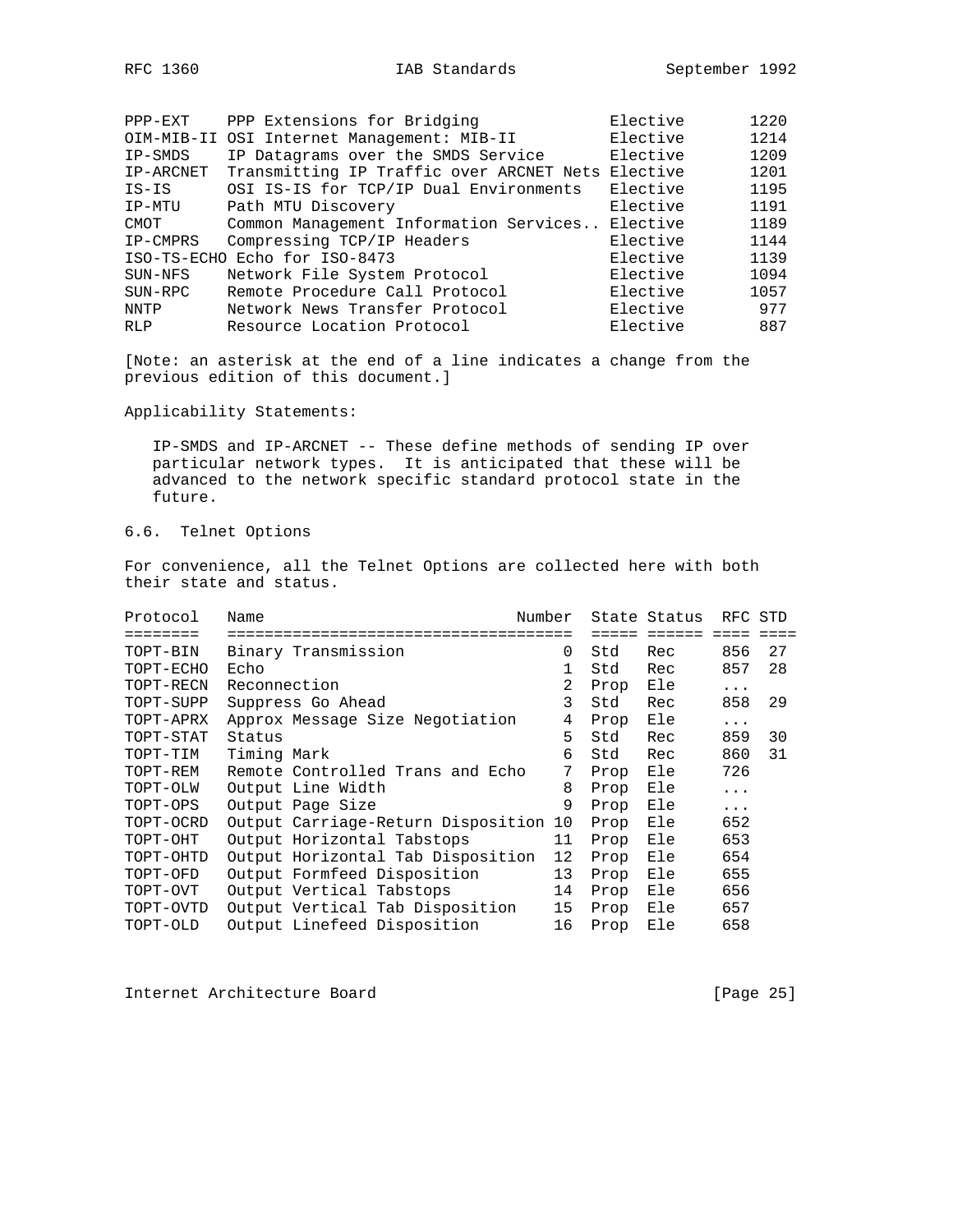| | | | |
|---|---|---|---|
| PPP-EXT | PPP Extensions for Bridging | Elective | 1220 |
| OIM-MIB-II | OSI Internet Management: MIB-II | Elective | 1214 |
| IP-SMDS | IP Datagrams over the SMDS Service | Elective | 1209 |
| IP-ARCNET | Transmitting IP Traffic over ARCNET Nets | Elective | 1201 |
| IS-IS | OSI IS-IS for TCP/IP Dual Environments | Elective | 1195 |
| IP-MTU | Path MTU Discovery | Elective | 1191 |
| CMOT | Common Management Information Services.. | Elective | 1189 |
| IP-CMPRS | Compressing TCP/IP Headers | Elective | 1144 |
| ISO-TS-ECHO | Echo for ISO-8473 | Elective | 1139 |
| SUN-NFS | Network File System Protocol | Elective | 1094 |
| SUN-RPC | Remote Procedure Call Protocol | Elective | 1057 |
| NNTP | Network News Transfer Protocol | Elective | 977 |
| RLP | Resource Location Protocol | Elective | 887 |

[Note: an asterisk at the end of a line indicates a change from the previous edition of this document.]

Applicability Statements:

IP-SMDS and IP-ARCNET -- These define methods of sending IP over particular network types. It is anticipated that these will be advanced to the network specific standard protocol state in the future.

## 6.6. Telnet Options

For convenience, all the Telnet Options are collected here with both their state and status.

| Protocol | Name | Number | State | Status | RFC | STD |
|---|---|---|---|---|---|---|
| TOPT-BIN | Binary Transmission | 0 | Std | Rec | 856 | 27 |
| TOPT-ECHO | Echo | 1 | Std | Rec | 857 | 28 |
| TOPT-RECN | Reconnection | 2 | Prop | Ele | ... | |
| TOPT-SUPP | Suppress Go Ahead | 3 | Std | Rec | 858 | 29 |
| TOPT-APRX | Approx Message Size Negotiation | 4 | Prop | Ele | ... | |
| TOPT-STAT | Status | 5 | Std | Rec | 859 | 30 |
| TOPT-TIM | Timing Mark | 6 | Std | Rec | 860 | 31 |
| TOPT-REM | Remote Controlled Trans and Echo | 7 | Prop | Ele | 726 | |
| TOPT-OLW | Output Line Width | 8 | Prop | Ele | ... | |
| TOPT-OPS | Output Page Size | 9 | Prop | Ele | ... | |
| TOPT-OCRD | Output Carriage-Return Disposition | 10 | Prop | Ele | 652 | |
| TOPT-OHT | Output Horizontal Tabstops | 11 | Prop | Ele | 653 | |
| TOPT-OHTD | Output Horizontal Tab Disposition | 12 | Prop | Ele | 654 | |
| TOPT-OFD | Output Formfeed Disposition | 13 | Prop | Ele | 655 | |
| TOPT-OVT | Output Vertical Tabstops | 14 | Prop | Ele | 656 | |
| TOPT-OVTD | Output Vertical Tab Disposition | 15 | Prop | Ele | 657 | |
| TOPT-OLD | Output Linefeed Disposition | 16 | Prop | Ele | 658 | |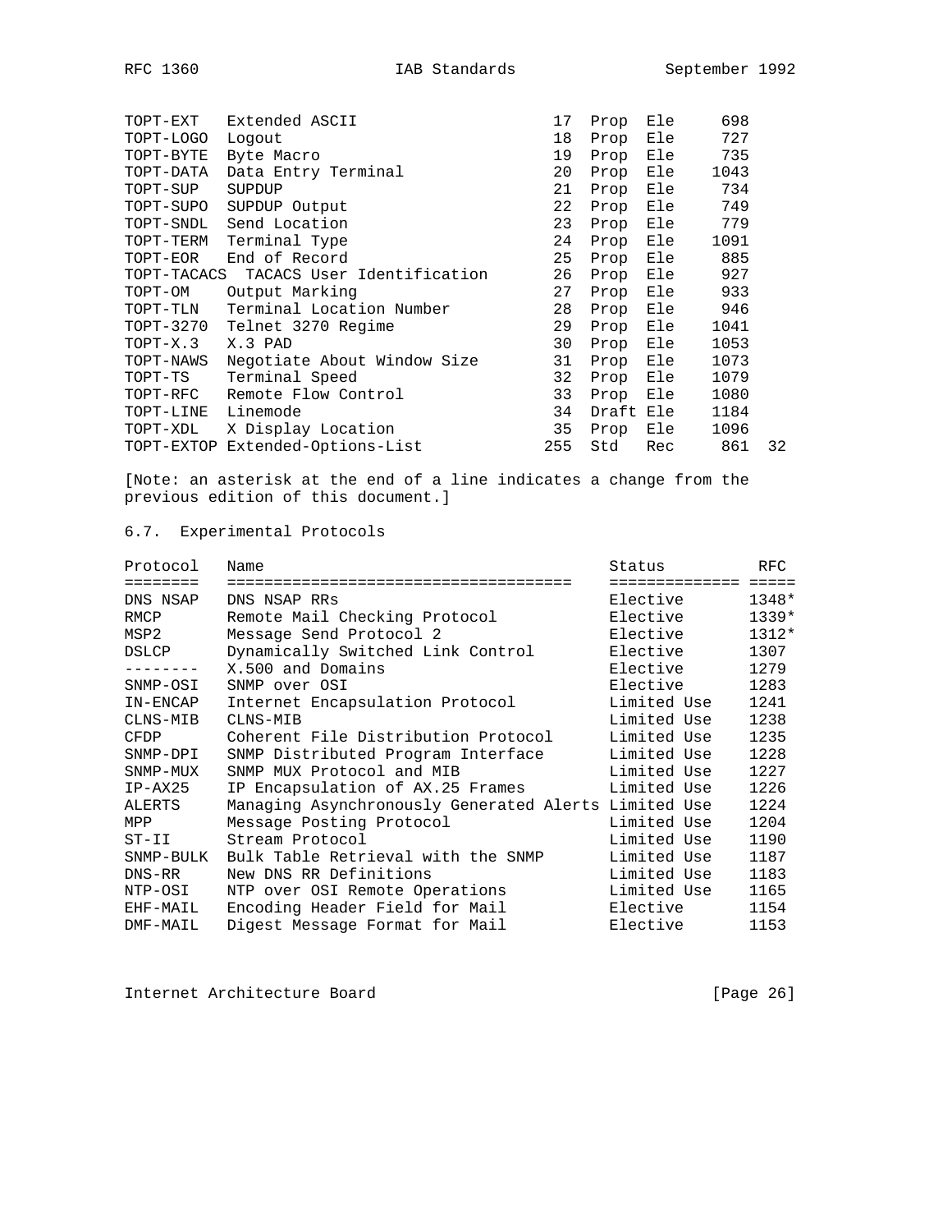| | | | | | | |
|---|---|---|---|---|---|---|
| TOPT-EXT | Extended ASCII | 17 | Prop | Ele | 698 | |
| TOPT-LOGO | Logout | 18 | Prop | Ele | 727 | |
| TOPT-BYTE | Byte Macro | 19 | Prop | Ele | 735 | |
| TOPT-DATA | Data Entry Terminal | 20 | Prop | Ele | 1043 | |
| TOPT-SUP | SUPDUP | 21 | Prop | Ele | 734 | |
| TOPT-SUPO | SUPDUP Output | 22 | Prop | Ele | 749 | |
| TOPT-SNDL | Send Location | 23 | Prop | Ele | 779 | |
| TOPT-TERM | Terminal Type | 24 | Prop | Ele | 1091 | |
| TOPT-EOR | End of Record | 25 | Prop | Ele | 885 | |
| TOPT-TACACS | TACACS User Identification | 26 | Prop | Ele | 927 | |
| TOPT-OM | Output Marking | 27 | Prop | Ele | 933 | |
| TOPT-TLN | Terminal Location Number | 28 | Prop | Ele | 946 | |
| TOPT-3270 | Telnet 3270 Regime | 29 | Prop | Ele | 1041 | |
| TOPT-X.3 | X.3 PAD | 30 | Prop | Ele | 1053 | |
| TOPT-NAWS | Negotiate About Window Size | 31 | Prop | Ele | 1073 | |
| TOPT-TS | Terminal Speed | 32 | Prop | Ele | 1079 | |
| TOPT-RFC | Remote Flow Control | 33 | Prop | Ele | 1080 | |
| TOPT-LINE | Linemode | 34 | Draft | Ele | 1184 | |
| TOPT-XDL | X Display Location | 35 | Prop | Ele | 1096 | |
| TOPT-EXTOP | Extended-Options-List | 255 | Std | Rec | 861 | 32 |

[Note: an asterisk at the end of a line indicates a change from the previous edition of this document.]

## 6.7. Experimental Protocols

| Protocol | Name | Status | RFC |
|---|---|---|---|
| DNS NSAP | DNS NSAP RRs | Elective | 1348* |
| RMCP | Remote Mail Checking Protocol | Elective | 1339* |
| MSP2 | Message Send Protocol 2 | Elective | 1312* |
| DSLCP | Dynamically Switched Link Control | Elective | 1307 |
| -------- | X.500 and Domains | Elective | 1279 |
| SNMP-OSI | SNMP over OSI | Elective | 1283 |
| IN-ENCAP | Internet Encapsulation Protocol | Limited Use | 1241 |
| CLNS-MIB | CLNS-MIB | Limited Use | 1238 |
| CFDP | Coherent File Distribution Protocol | Limited Use | 1235 |
| SNMP-DPI | SNMP Distributed Program Interface | Limited Use | 1228 |
| SNMP-MUX | SNMP MUX Protocol and MIB | Limited Use | 1227 |
| IP-AX25 | IP Encapsulation of AX.25 Frames | Limited Use | 1226 |
| ALERTS | Managing Asynchronously Generated Alerts | Limited Use | 1224 |
| MPP | Message Posting Protocol | Limited Use | 1204 |
| ST-II | Stream Protocol | Limited Use | 1190 |
| SNMP-BULK | Bulk Table Retrieval with the SNMP | Limited Use | 1187 |
| DNS-RR | New DNS RR Definitions | Limited Use | 1183 |
| NTP-OSI | NTP over OSI Remote Operations | Limited Use | 1165 |
| EHF-MAIL | Encoding Header Field for Mail | Elective | 1154 |
| DMF-MAIL | Digest Message Format for Mail | Elective | 1153 |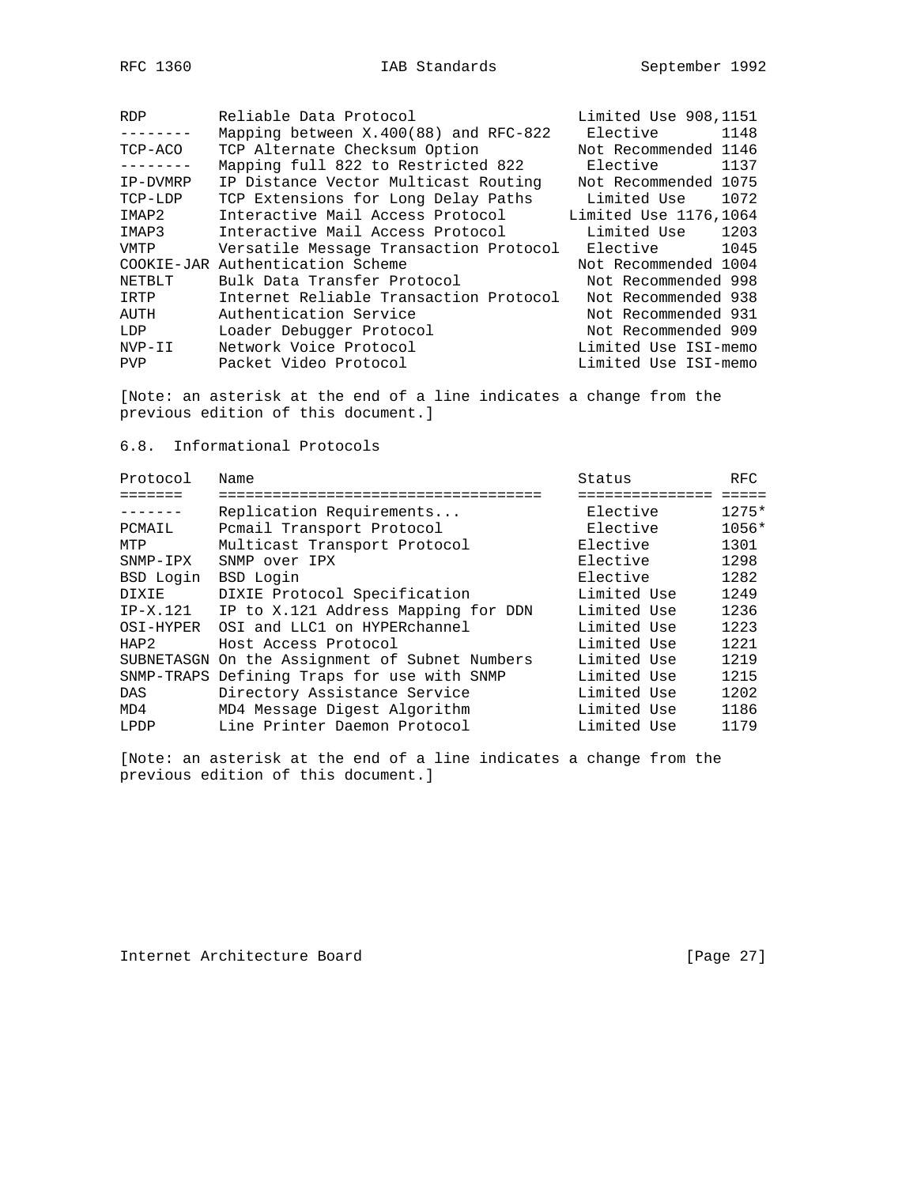| | | | |
|---|---|---|---|
| RDP | Reliable Data Protocol | Limited Use | 908,1151 |
| -------- | Mapping between X.400(88) and RFC-822 | Elective | 1148 |
| TCP-ACO | TCP Alternate Checksum Option | Not Recommended | 1146 |
| -------- | Mapping full 822 to Restricted 822 | Elective | 1137 |
| IP-DVMRP | IP Distance Vector Multicast Routing | Not Recommended | 1075 |
| TCP-LDP | TCP Extensions for Long Delay Paths | Limited Use | 1072 |
| IMAP2 | Interactive Mail Access Protocol | Limited Use | 1176,1064 |
| IMAP3 | Interactive Mail Access Protocol | Limited Use | 1203 |
| VMTP | Versatile Message Transaction Protocol | Elective | 1045 |
| COOKIE-JAR | Authentication Scheme | Not Recommended | 1004 |
| NETBLT | Bulk Data Transfer Protocol | Not Recommended | 998 |
| IRTP | Internet Reliable Transaction Protocol | Not Recommended | 938 |
| AUTH | Authentication Service | Not Recommended | 931 |
| LDP | Loader Debugger Protocol | Not Recommended | 909 |
| NVP-II | Network Voice Protocol | Limited Use | ISI-memo |
| PVP | Packet Video Protocol | Limited Use | ISI-memo |

[Note: an asterisk at the end of a line indicates a change from the previous edition of this document.]

## 6.8. Informational Protocols

| Protocol | Name | Status | RFC |
|---|---|---|---|
| ------- | Replication Requirements... | Elective | 1275* |
| PCMAIL | Pcmail Transport Protocol | Elective | 1056* |
| MTP | Multicast Transport Protocol | Elective | 1301 |
| SNMP-IPX | SNMP over IPX | Elective | 1298 |
| BSD Login | BSD Login | Elective | 1282 |
| DIXIE | DIXIE Protocol Specification | Limited Use | 1249 |
| IP-X.121 | IP to X.121 Address Mapping for DDN | Limited Use | 1236 |
| OSI-HYPER | OSI and LLC1 on HYPERchannel | Limited Use | 1223 |
| HAP2 | Host Access Protocol | Limited Use | 1221 |
| SUBNETASGN | On the Assignment of Subnet Numbers | Limited Use | 1219 |
| SNMP-TRAPS | Defining Traps for use with SNMP | Limited Use | 1215 |
| DAS | Directory Assistance Service | Limited Use | 1202 |
| MD4 | MD4 Message Digest Algorithm | Limited Use | 1186 |
| LPDP | Line Printer Daemon Protocol | Limited Use | 1179 |

[Note: an asterisk at the end of a line indicates a change from the previous edition of this document.]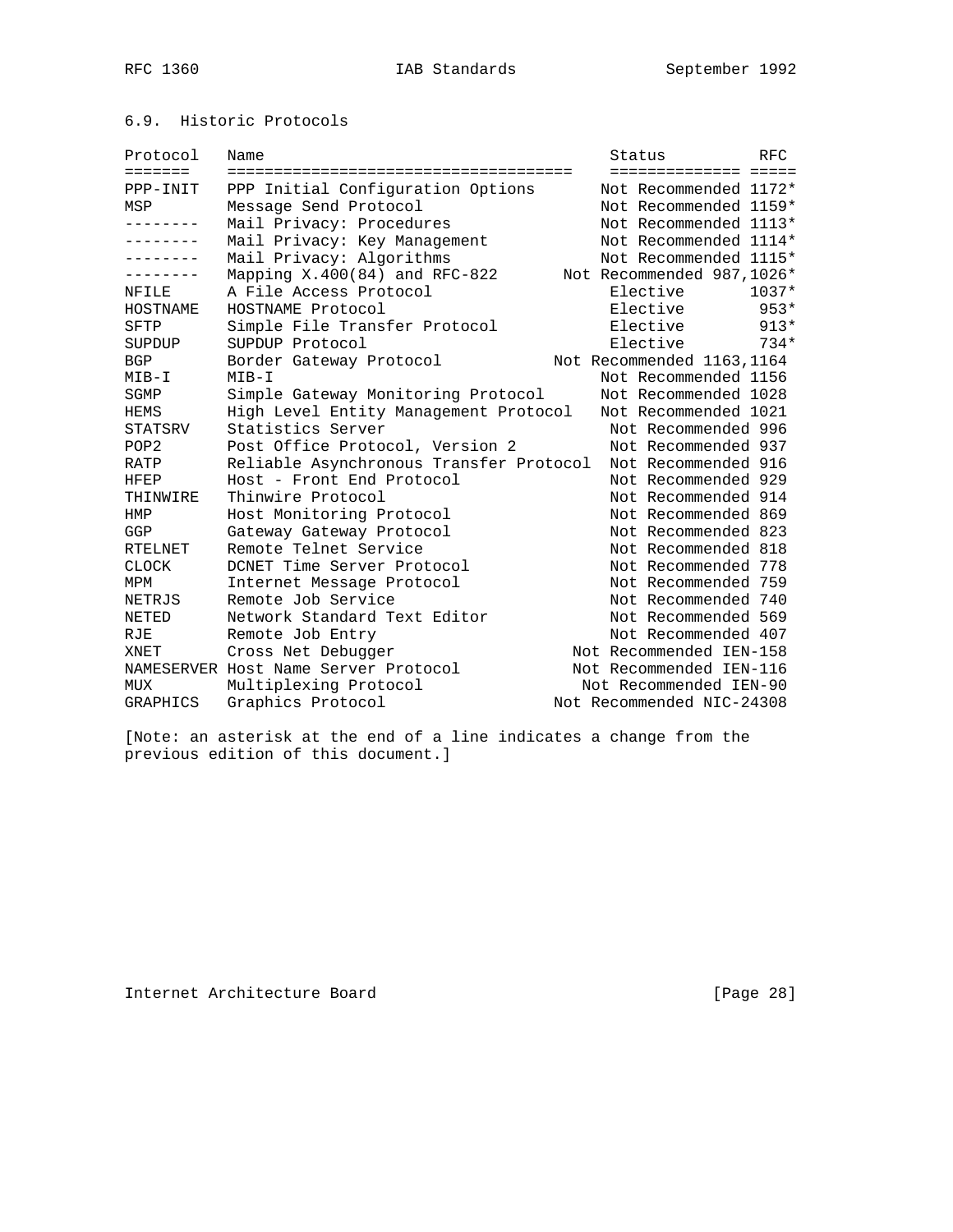### 6.9. Historic Protocols

| Protocol | Name | Status | RFC |
| --- | --- | --- | --- |
| PPP-INIT | PPP Initial Configuration Options | Not Recommended | 1172* |
| MSP | Message Send Protocol | Not Recommended | 1159* |
| -------- | Mail Privacy: Procedures | Not Recommended | 1113* |
| -------- | Mail Privacy: Key Management | Not Recommended | 1114* |
| -------- | Mail Privacy: Algorithms | Not Recommended | 1115* |
| -------- | Mapping X.400(84) and RFC-822 | Not Recommended | 987,1026* |
| NFILE | A File Access Protocol | Elective | 1037* |
| HOSTNAME | HOSTNAME Protocol | Elective | 953* |
| SFTP | Simple File Transfer Protocol | Elective | 913* |
| SUPDUP | SUPDUP Protocol | Elective | 734* |
| BGP | Border Gateway Protocol | Not Recommended | 1163,1164 |
| MIB-I | MIB-I | Not Recommended | 1156 |
| SGMP | Simple Gateway Monitoring Protocol | Not Recommended | 1028 |
| HEMS | High Level Entity Management Protocol | Not Recommended | 1021 |
| STATSRV | Statistics Server | Not Recommended | 996 |
| POP2 | Post Office Protocol, Version 2 | Not Recommended | 937 |
| RATP | Reliable Asynchronous Transfer Protocol | Not Recommended | 916 |
| HFEP | Host - Front End Protocol | Not Recommended | 929 |
| THINWIRE | Thinwire Protocol | Not Recommended | 914 |
| HMP | Host Monitoring Protocol | Not Recommended | 869 |
| GGP | Gateway Gateway Protocol | Not Recommended | 823 |
| RTELNET | Remote Telnet Service | Not Recommended | 818 |
| CLOCK | DCNET Time Server Protocol | Not Recommended | 778 |
| MPM | Internet Message Protocol | Not Recommended | 759 |
| NETRJS | Remote Job Service | Not Recommended | 740 |
| NETED | Network Standard Text Editor | Not Recommended | 569 |
| RJE | Remote Job Entry | Not Recommended | 407 |
| XNET | Cross Net Debugger | Not Recommended | IEN-158 |
| NAMESERVER | Host Name Server Protocol | Not Recommended | IEN-116 |
| MUX | Multiplexing Protocol | Not Recommended | IEN-90 |
| GRAPHICS | Graphics Protocol | Not Recommended | NIC-24308 |

[Note: an asterisk at the end of a line indicates a change from the previous edition of this document.]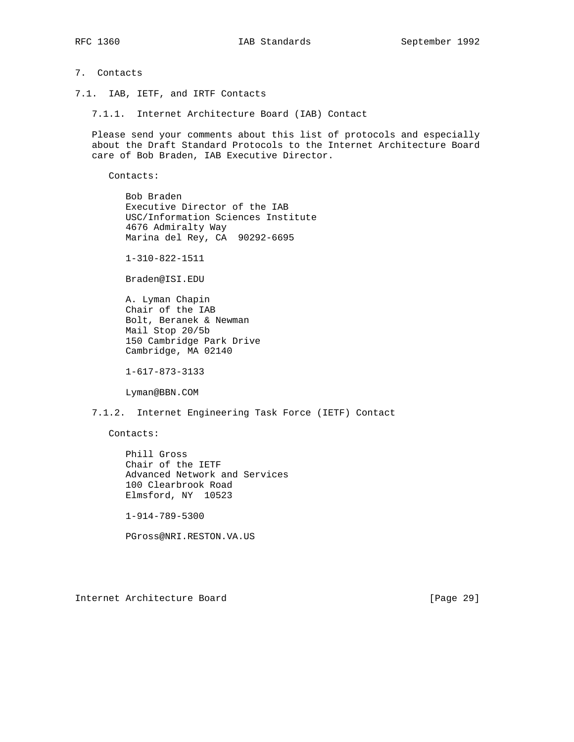# 7. Contacts

## 7.1. IAB, IETF, and IRTF Contacts

### 7.1.1. Internet Architecture Board (IAB) Contact

Please send your comments about this list of protocols and especially about the Draft Standard Protocols to the Internet Architecture Board care of Bob Braden, IAB Executive Director.

Contacts:

Bob Braden
Executive Director of the IAB
USC/Information Sciences Institute
4676 Admiralty Way
Marina del Rey, CA  90292-6695

1-310-822-1511

Braden@ISI.EDU

A. Lyman Chapin
Chair of the IAB
Bolt, Beranek & Newman
Mail Stop 20/5b
150 Cambridge Park Drive
Cambridge, MA 02140

1-617-873-3133

Lyman@BBN.COM

### 7.1.2. Internet Engineering Task Force (IETF) Contact

Contacts:

Phill Gross
Chair of the IETF
Advanced Network and Services
100 Clearbrook Road
Elmsford, NY  10523

1-914-789-5300

PGross@NRI.RESTON.VA.US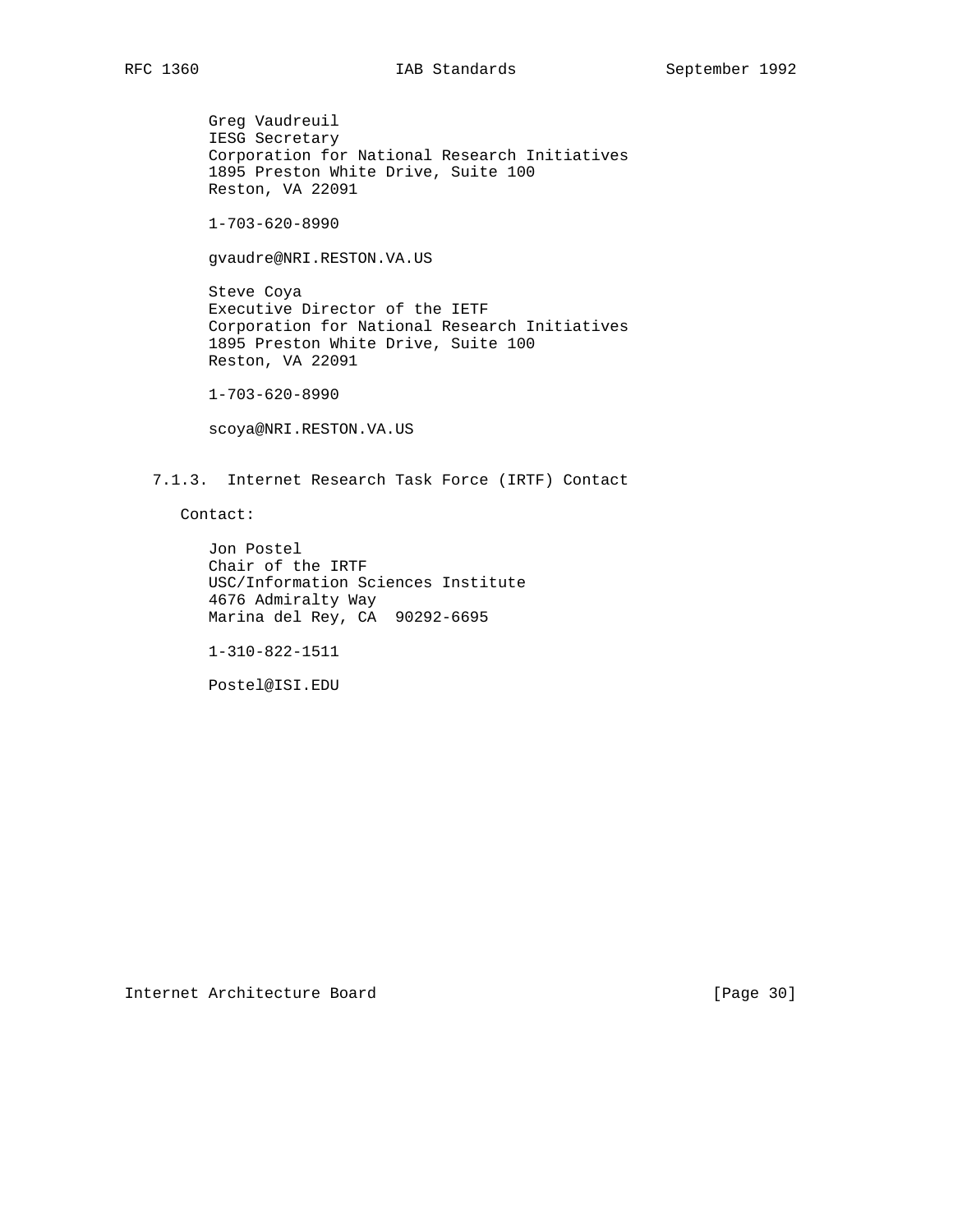Greg Vaudreuil
IESG Secretary
Corporation for National Research Initiatives
1895 Preston White Drive, Suite 100
Reston, VA 22091

1-703-620-8990

gvaudre@NRI.RESTON.VA.US

Steve Coya
Executive Director of the IETF
Corporation for National Research Initiatives
1895 Preston White Drive, Suite 100
Reston, VA 22091

1-703-620-8990

scoya@NRI.RESTON.VA.US

### 7.1.3. Internet Research Task Force (IRTF) Contact

Contact:

Jon Postel
Chair of the IRTF
USC/Information Sciences Institute
4676 Admiralty Way
Marina del Rey, CA 90292-6695

1-310-822-1511

Postel@ISI.EDU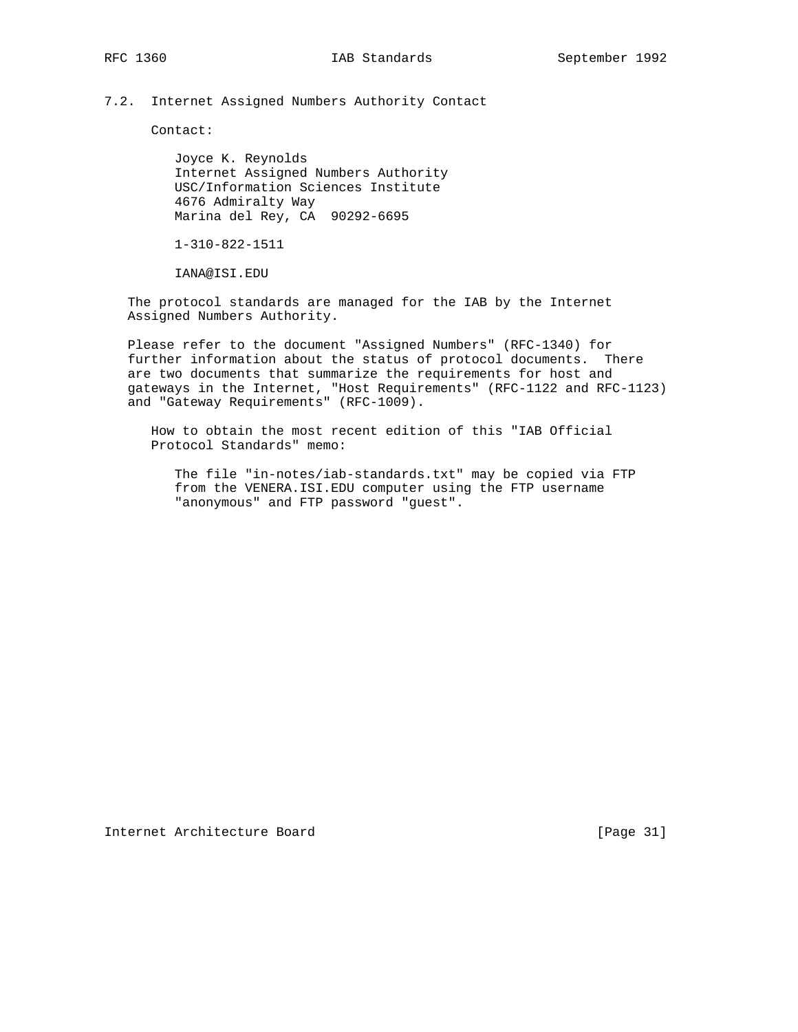## 7.2. Internet Assigned Numbers Authority Contact

Contact:

Joyce K. Reynolds
Internet Assigned Numbers Authority
USC/Information Sciences Institute
4676 Admiralty Way
Marina del Rey, CA  90292-6695

1-310-822-1511

IANA@ISI.EDU

The protocol standards are managed for the IAB by the Internet Assigned Numbers Authority.

Please refer to the document "Assigned Numbers" (RFC-1340) for further information about the status of protocol documents. There are two documents that summarize the requirements for host and gateways in the Internet, "Host Requirements" (RFC-1122 and RFC-1123) and "Gateway Requirements" (RFC-1009).

How to obtain the most recent edition of this "IAB Official Protocol Standards" memo:

The file "in-notes/iab-standards.txt" may be copied via FTP from the VENERA.ISI.EDU computer using the FTP username "anonymous" and FTP password "guest".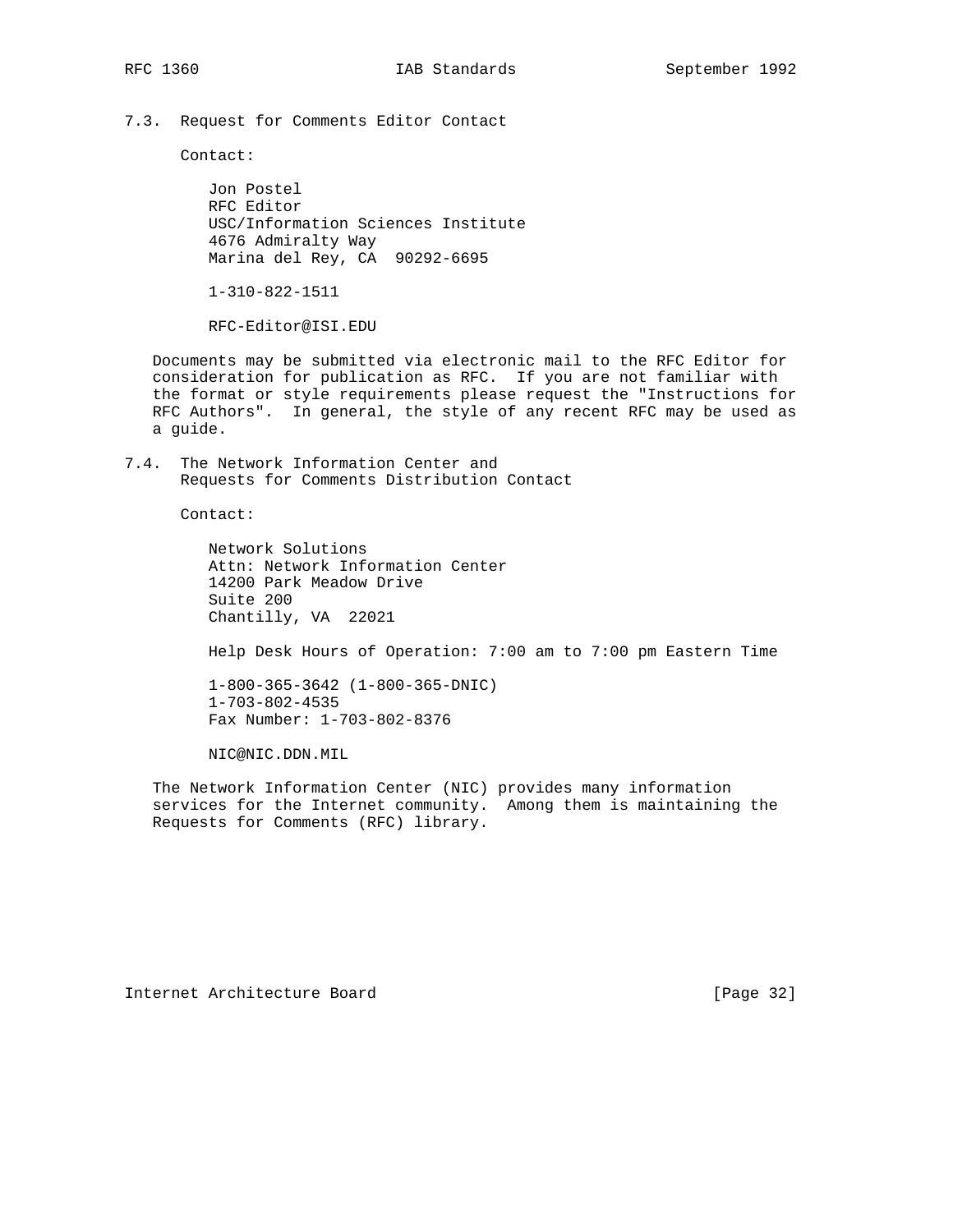### 7.3. Request for Comments Editor Contact

Contact:

Jon Postel
RFC Editor
USC/Information Sciences Institute
4676 Admiralty Way
Marina del Rey, CA 90292-6695

1-310-822-1511

RFC-Editor@ISI.EDU

Documents may be submitted via electronic mail to the RFC Editor for consideration for publication as RFC. If you are not familiar with the format or style requirements please request the "Instructions for RFC Authors". In general, the style of any recent RFC may be used as a guide.

### 7.4. The Network Information Center and Requests for Comments Distribution Contact

Contact:

Network Solutions
Attn: Network Information Center
14200 Park Meadow Drive
Suite 200
Chantilly, VA 22021

Help Desk Hours of Operation: 7:00 am to 7:00 pm Eastern Time

1-800-365-3642 (1-800-365-DNIC)
1-703-802-4535
Fax Number: 1-703-802-8376

NIC@NIC.DDN.MIL

The Network Information Center (NIC) provides many information services for the Internet community. Among them is maintaining the Requests for Comments (RFC) library.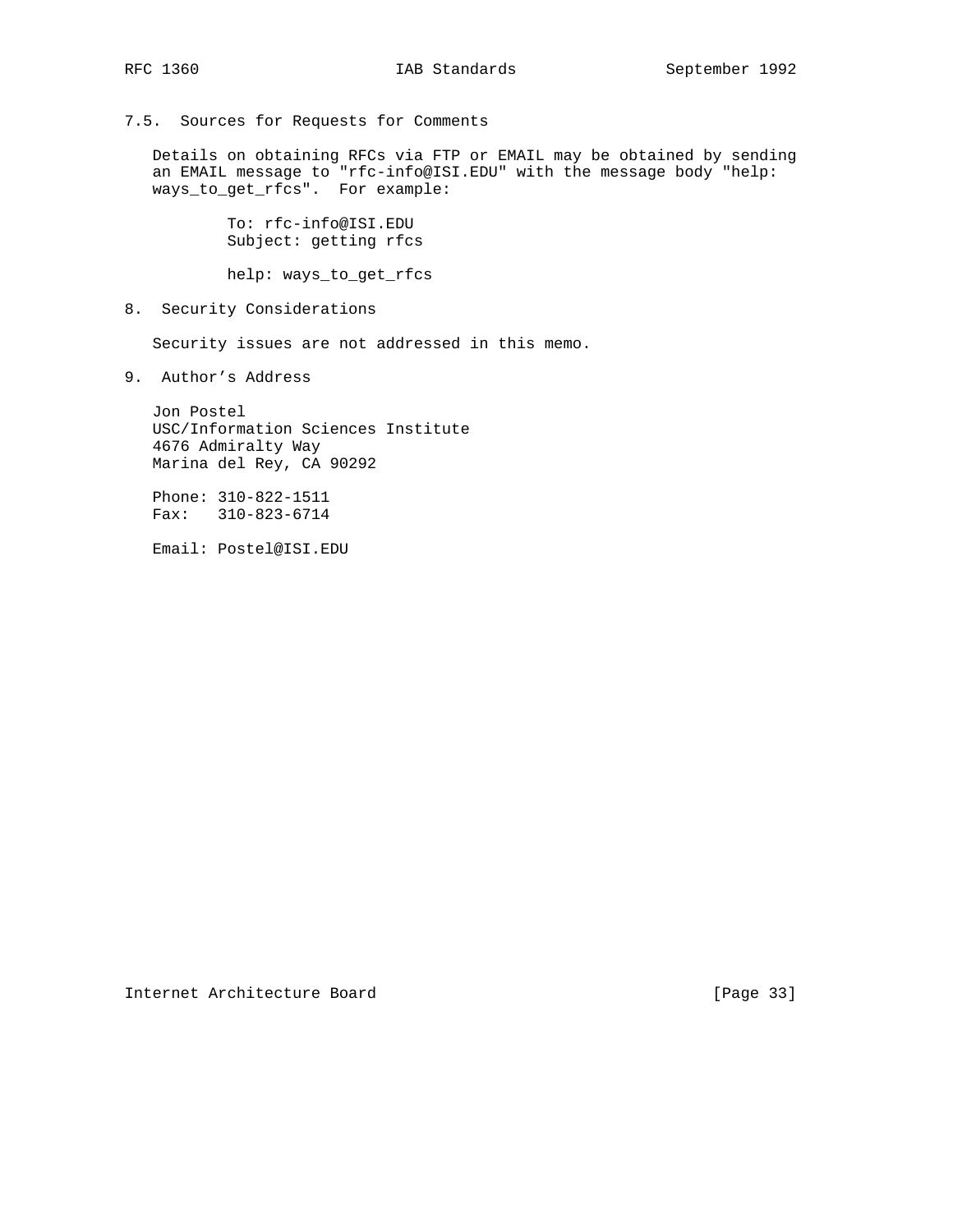### 7.5. Sources for Requests for Comments

Details on obtaining RFCs via FTP or EMAIL may be obtained by sending an EMAIL message to "rfc-info@ISI.EDU" with the message body "help: ways_to_get_rfcs". For example:

```
To: rfc-info@ISI.EDU
Subject: getting rfcs

help: ways_to_get_rfcs
```

## 8. Security Considerations

Security issues are not addressed in this memo.

## 9. Author's Address

Jon Postel
USC/Information Sciences Institute
4676 Admiralty Way
Marina del Rey, CA 90292

Phone: 310-822-1511
Fax: 310-823-6714

Email: Postel@ISI.EDU